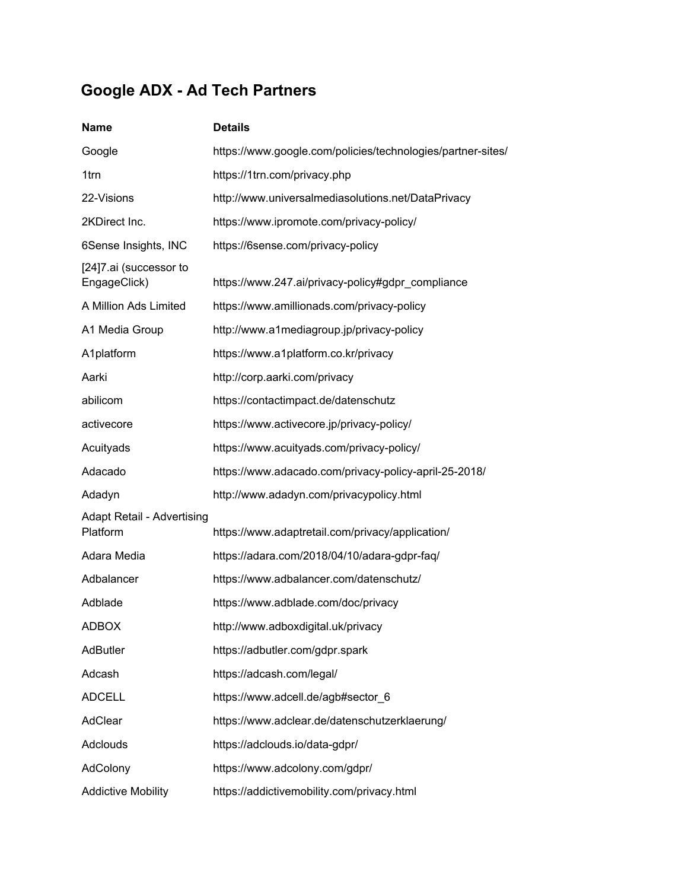# Google ADX - Ad Tech Partners

| Name | Details |
| --- | --- |
| Google | https://www.google.com/policies/technologies/partner-sites/ |
| 1trn | https://1trn.com/privacy.php |
| 22-Visions | http://www.universalmediasolutions.net/DataPrivacy |
| 2KDirect Inc. | https://www.ipromote.com/privacy-policy/ |
| 6Sense Insights, INC | https://6sense.com/privacy-policy |
| [24]7.ai (successor to EngageClick) | https://www.247.ai/privacy-policy#gdpr_compliance |
| A Million Ads Limited | https://www.amillionads.com/privacy-policy |
| A1 Media Group | http://www.a1mediagroup.jp/privacy-policy |
| A1platform | https://www.a1platform.co.kr/privacy |
| Aarki | http://corp.aarki.com/privacy |
| abilicom | https://contactimpact.de/datenschutz |
| activecore | https://www.activecore.jp/privacy-policy/ |
| Acuityads | https://www.acuityads.com/privacy-policy/ |
| Adacado | https://www.adacado.com/privacy-policy-april-25-2018/ |
| Adadyn | http://www.adadyn.com/privacypolicy.html |
| Adapt Retail - Advertising Platform | https://www.adaptretail.com/privacy/application/ |
| Adara Media | https://adara.com/2018/04/10/adara-gdpr-faq/ |
| Adbalancer | https://www.adbalancer.com/datenschutz/ |
| Adblade | https://www.adblade.com/doc/privacy |
| ADBOX | http://www.adboxdigital.uk/privacy |
| AdButler | https://adbutler.com/gdpr.spark |
| Adcash | https://adcash.com/legal/ |
| ADCELL | https://www.adcell.de/agb#sector_6 |
| AdClear | https://www.adclear.de/datenschutzerklaerung/ |
| Adclouds | https://adclouds.io/data-gdpr/ |
| AdColony | https://www.adcolony.com/gdpr/ |
| Addictive Mobility | https://addictivemobility.com/privacy.html |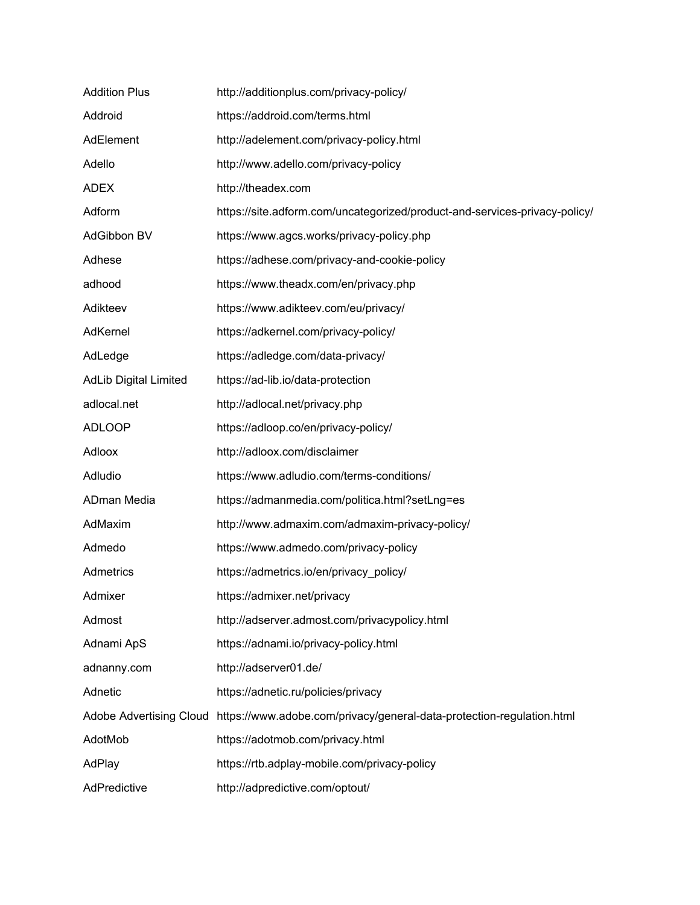| | |
|---|---|
| Addition Plus | http://additionplus.com/privacy-policy/ |
| Addroid | https://addroid.com/terms.html |
| AdElement | http://adelement.com/privacy-policy.html |
| Adello | http://www.adello.com/privacy-policy |
| ADEX | http://theadex.com |
| Adform | https://site.adform.com/uncategorized/product-and-services-privacy-policy/ |
| AdGibbon BV | https://www.agcs.works/privacy-policy.php |
| Adhese | https://adhese.com/privacy-and-cookie-policy |
| adhood | https://www.theadx.com/en/privacy.php |
| Adikteev | https://www.adikteev.com/eu/privacy/ |
| AdKernel | https://adkernel.com/privacy-policy/ |
| AdLedge | https://adledge.com/data-privacy/ |
| AdLib Digital Limited | https://ad-lib.io/data-protection |
| adlocal.net | http://adlocal.net/privacy.php |
| ADLOOP | https://adloop.co/en/privacy-policy/ |
| Adloox | http://adloox.com/disclaimer |
| Adludio | https://www.adludio.com/terms-conditions/ |
| ADman Media | https://admanmedia.com/politica.html?setLng=es |
| AdMaxim | http://www.admaxim.com/admaxim-privacy-policy/ |
| Admedo | https://www.admedo.com/privacy-policy |
| Admetrics | https://admetrics.io/en/privacy_policy/ |
| Admixer | https://admixer.net/privacy |
| Admost | http://adserver.admost.com/privacypolicy.html |
| Adnami ApS | https://adnami.io/privacy-policy.html |
| adnanny.com | http://adserver01.de/ |
| Adnetic | https://adnetic.ru/policies/privacy |
| Adobe Advertising Cloud | https://www.adobe.com/privacy/general-data-protection-regulation.html |
| AdotMob | https://adotmob.com/privacy.html |
| AdPlay | https://rtb.adplay-mobile.com/privacy-policy |
| AdPredictive | http://adpredictive.com/optout/ |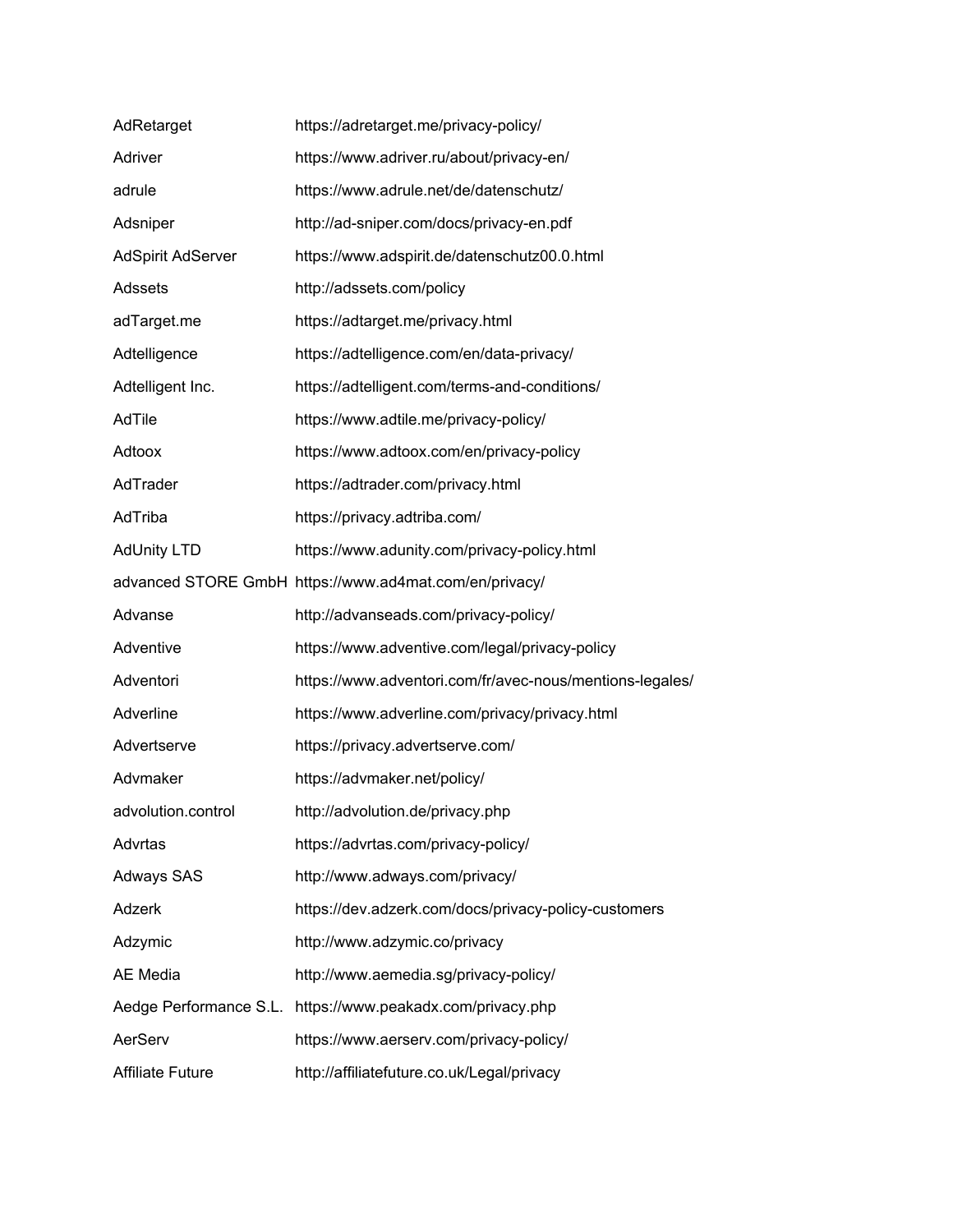| | |
|---|---|
| AdRetarget | https://adretarget.me/privacy-policy/ |
| Adriver | https://www.adriver.ru/about/privacy-en/ |
| adrule | https://www.adrule.net/de/datenschutz/ |
| Adsniper | http://ad-sniper.com/docs/privacy-en.pdf |
| AdSpirit AdServer | https://www.adspirit.de/datenschutz00.0.html |
| Adssets | http://adssets.com/policy |
| adTarget.me | https://adtarget.me/privacy.html |
| Adtelligence | https://adtelligence.com/en/data-privacy/ |
| Adtelligent Inc. | https://adtelligent.com/terms-and-conditions/ |
| AdTile | https://www.adtile.me/privacy-policy/ |
| Adtoox | https://www.adtoox.com/en/privacy-policy |
| AdTrader | https://adtrader.com/privacy.html |
| AdTriba | https://privacy.adtriba.com/ |
| AdUnity LTD | https://www.adunity.com/privacy-policy.html |
| advanced STORE GmbH | https://www.ad4mat.com/en/privacy/ |
| Advanse | http://advanseads.com/privacy-policy/ |
| Adventive | https://www.adventive.com/legal/privacy-policy |
| Adventori | https://www.adventori.com/fr/avec-nous/mentions-legales/ |
| Adverline | https://www.adverline.com/privacy/privacy.html |
| Advertserve | https://privacy.advertserve.com/ |
| Advmaker | https://advmaker.net/policy/ |
| advolution.control | http://advolution.de/privacy.php |
| Advrtas | https://advrtas.com/privacy-policy/ |
| Adways SAS | http://www.adways.com/privacy/ |
| Adzerk | https://dev.adzerk.com/docs/privacy-policy-customers |
| Adzymic | http://www.adzymic.co/privacy |
| AE Media | http://www.aemedia.sg/privacy-policy/ |
| Aedge Performance S.L. | https://www.peakadx.com/privacy.php |
| AerServ | https://www.aerserv.com/privacy-policy/ |
| Affiliate Future | http://affiliatefuture.co.uk/Legal/privacy |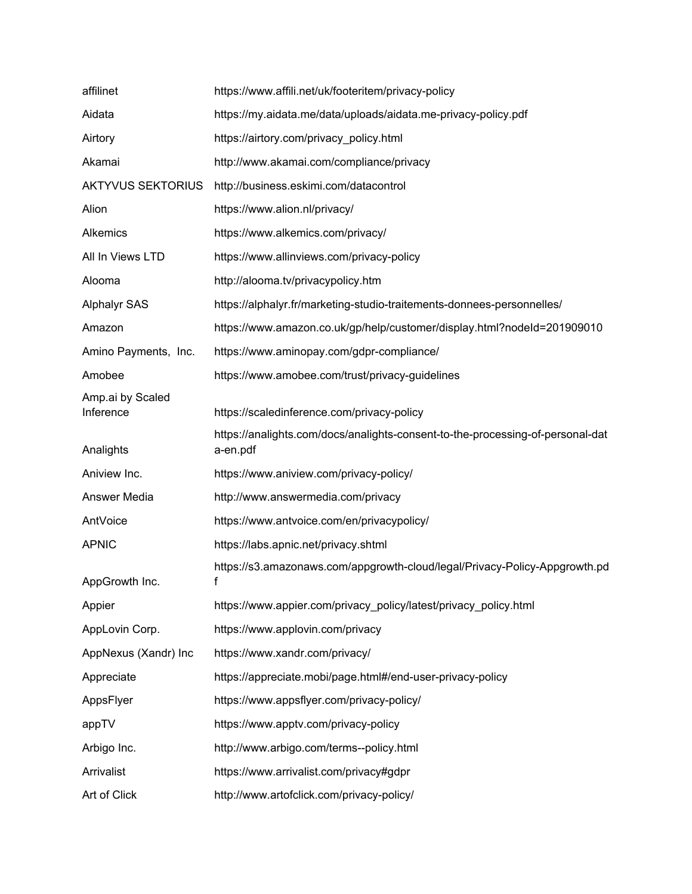| | |
|---|---|
| affilinet | https://www.affili.net/uk/footeritem/privacy-policy |
| Aidata | https://my.aidata.me/data/uploads/aidata.me-privacy-policy.pdf |
| Airtory | https://airtory.com/privacy_policy.html |
| Akamai | http://www.akamai.com/compliance/privacy |
| AKTYVUS SEKTORIUS | http://business.eskimi.com/datacontrol |
| Alion | https://www.alion.nl/privacy/ |
| Alkemics | https://www.alkemics.com/privacy/ |
| All In Views LTD | https://www.allinviews.com/privacy-policy |
| Alooma | http://alooma.tv/privacypolicy.htm |
| Alphalyr SAS | https://alphalyr.fr/marketing-studio-traitements-donnees-personnelles/ |
| Amazon | https://www.amazon.co.uk/gp/help/customer/display.html?nodeId=201909010 |
| Amino Payments, Inc. | https://www.aminopay.com/gdpr-compliance/ |
| Amobee | https://www.amobee.com/trust/privacy-guidelines |
| Amp.ai by Scaled Inference | https://scaledinference.com/privacy-policy |
| Analights | https://analights.com/docs/analights-consent-to-the-processing-of-personal-data-en.pdf |
| Aniview Inc. | https://www.aniview.com/privacy-policy/ |
| Answer Media | http://www.answermedia.com/privacy |
| AntVoice | https://www.antvoice.com/en/privacypolicy/ |
| APNIC | https://labs.apnic.net/privacy.shtml |
| AppGrowth Inc. | https://s3.amazonaws.com/appgrowth-cloud/legal/Privacy-Policy-Appgrowth.pdf |
| Appier | https://www.appier.com/privacy_policy/latest/privacy_policy.html |
| AppLovin Corp. | https://www.applovin.com/privacy |
| AppNexus (Xandr) Inc | https://www.xandr.com/privacy/ |
| Appreciate | https://appreciate.mobi/page.html#/end-user-privacy-policy |
| AppsFlyer | https://www.appsflyer.com/privacy-policy/ |
| appTV | https://www.apptv.com/privacy-policy |
| Arbigo Inc. | http://www.arbigo.com/terms--policy.html |
| Arrivalist | https://www.arrivalist.com/privacy#gdpr |
| Art of Click | http://www.artofclick.com/privacy-policy/ |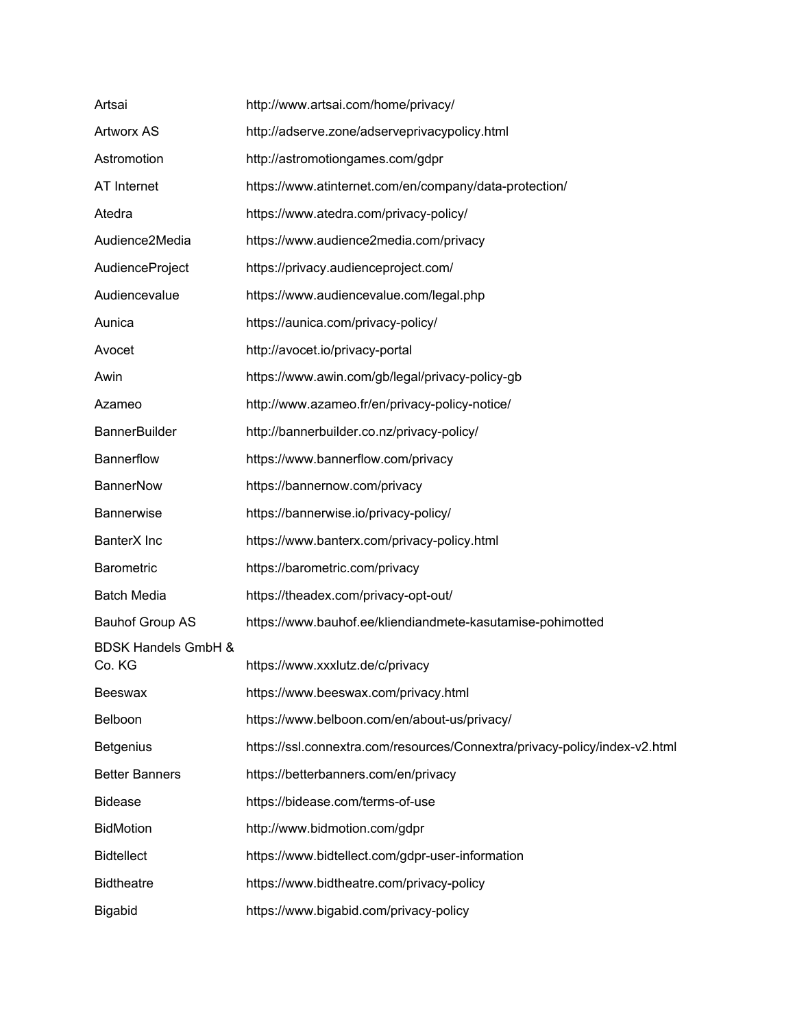| | |
|---|---|
| Artsai | http://www.artsai.com/home/privacy/ |
| Artworx AS | http://adserve.zone/adserveprivacypolicy.html |
| Astromotion | http://astromotiongames.com/gdpr |
| AT Internet | https://www.atinternet.com/en/company/data-protection/ |
| Atedra | https://www.atedra.com/privacy-policy/ |
| Audience2Media | https://www.audience2media.com/privacy |
| AudienceProject | https://privacy.audienceproject.com/ |
| Audiencevalue | https://www.audiencevalue.com/legal.php |
| Aunica | https://aunica.com/privacy-policy/ |
| Avocet | http://avocet.io/privacy-portal |
| Awin | https://www.awin.com/gb/legal/privacy-policy-gb |
| Azameo | http://www.azameo.fr/en/privacy-policy-notice/ |
| BannerBuilder | http://bannerbuilder.co.nz/privacy-policy/ |
| Bannerflow | https://www.bannerflow.com/privacy |
| BannerNow | https://bannernow.com/privacy |
| Bannerwise | https://bannerwise.io/privacy-policy/ |
| BanterX Inc | https://www.banterx.com/privacy-policy.html |
| Barometric | https://barometric.com/privacy |
| Batch Media | https://theadex.com/privacy-opt-out/ |
| Bauhof Group AS | https://www.bauhof.ee/kliendiandmete-kasutamise-pohimotted |
| BDSK Handels GmbH & Co. KG | https://www.xxxlutz.de/c/privacy |
| Beeswax | https://www.beeswax.com/privacy.html |
| Belboon | https://www.belboon.com/en/about-us/privacy/ |
| Betgenius | https://ssl.connextra.com/resources/Connextra/privacy-policy/index-v2.html |
| Better Banners | https://betterbanners.com/en/privacy |
| Bidease | https://bidease.com/terms-of-use |
| BidMotion | http://www.bidmotion.com/gdpr |
| Bidtellect | https://www.bidtellect.com/gdpr-user-information |
| Bidtheatre | https://www.bidtheatre.com/privacy-policy |
| Bigabid | https://www.bigabid.com/privacy-policy |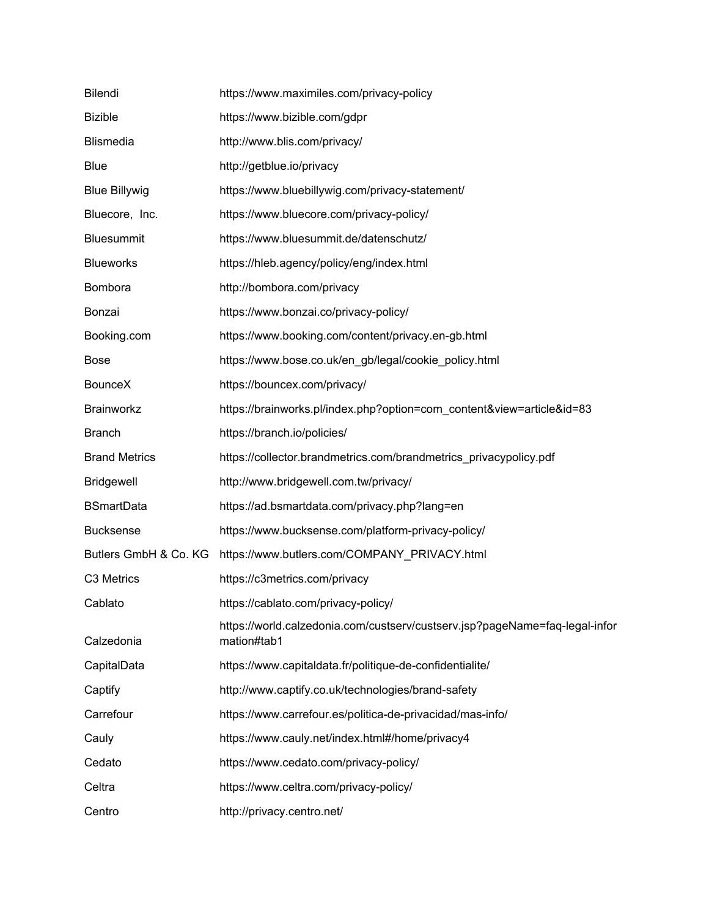| | |
|---|---|
| Bilendi | https://www.maximiles.com/privacy-policy |
| Bizible | https://www.bizible.com/gdpr |
| Blismedia | http://www.blis.com/privacy/ |
| Blue | http://getblue.io/privacy |
| Blue Billywig | https://www.bluebillywig.com/privacy-statement/ |
| Bluecore, Inc. | https://www.bluecore.com/privacy-policy/ |
| Bluesummit | https://www.bluesummit.de/datenschutz/ |
| Blueworks | https://hleb.agency/policy/eng/index.html |
| Bombora | http://bombora.com/privacy |
| Bonzai | https://www.bonzai.co/privacy-policy/ |
| Booking.com | https://www.booking.com/content/privacy.en-gb.html |
| Bose | https://www.bose.co.uk/en_gb/legal/cookie_policy.html |
| BounceX | https://bouncex.com/privacy/ |
| Brainworkz | https://brainworks.pl/index.php?option=com_content&view=article&id=83 |
| Branch | https://branch.io/policies/ |
| Brand Metrics | https://collector.brandmetrics.com/brandmetrics_privacypolicy.pdf |
| Bridgewell | http://www.bridgewell.com.tw/privacy/ |
| BSmartData | https://ad.bsmartdata.com/privacy.php?lang=en |
| Bucksense | https://www.bucksense.com/platform-privacy-policy/ |
| Butlers GmbH & Co. KG | https://www.butlers.com/COMPANY_PRIVACY.html |
| C3 Metrics | https://c3metrics.com/privacy |
| Cablato | https://cablato.com/privacy-policy/ |
| Calzedonia | https://world.calzedonia.com/custserv/custserv.jsp?pageName=faq-legal-information#tab1 |
| CapitalData | https://www.capitaldata.fr/politique-de-confidentialite/ |
| Captify | http://www.captify.co.uk/technologies/brand-safety |
| Carrefour | https://www.carrefour.es/politica-de-privacidad/mas-info/ |
| Cauly | https://www.cauly.net/index.html#/home/privacy4 |
| Cedato | https://www.cedato.com/privacy-policy/ |
| Celtra | https://www.celtra.com/privacy-policy/ |
| Centro | http://privacy.centro.net/ |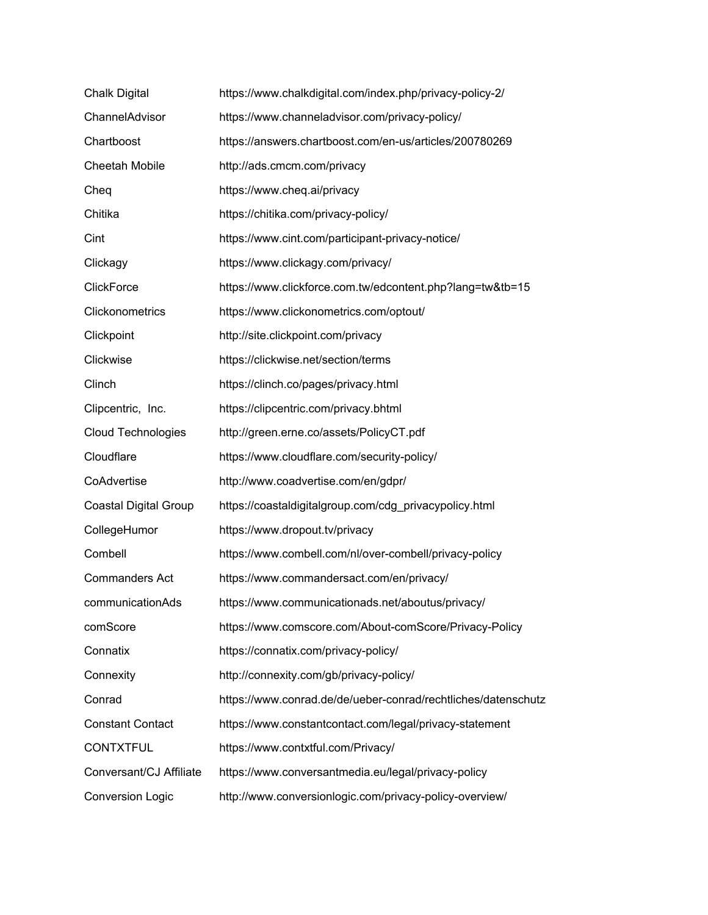| | |
|---|---|
| Chalk Digital | https://www.chalkdigital.com/index.php/privacy-policy-2/ |
| ChannelAdvisor | https://www.channeladvisor.com/privacy-policy/ |
| Chartboost | https://answers.chartboost.com/en-us/articles/200780269 |
| Cheetah Mobile | http://ads.cmcm.com/privacy |
| Cheq | https://www.cheq.ai/privacy |
| Chitika | https://chitika.com/privacy-policy/ |
| Cint | https://www.cint.com/participant-privacy-notice/ |
| Clickagy | https://www.clickagy.com/privacy/ |
| ClickForce | https://www.clickforce.com.tw/edcontent.php?lang=tw&tb=15 |
| Clickonometrics | https://www.clickonometrics.com/optout/ |
| Clickpoint | http://site.clickpoint.com/privacy |
| Clickwise | https://clickwise.net/section/terms |
| Clinch | https://clinch.co/pages/privacy.html |
| Clipcentric, Inc. | https://clipcentric.com/privacy.bhtml |
| Cloud Technologies | http://green.erne.co/assets/PolicyCT.pdf |
| Cloudflare | https://www.cloudflare.com/security-policy/ |
| CoAdvertise | http://www.coadvertise.com/en/gdpr/ |
| Coastal Digital Group | https://coastaldigitalgroup.com/cdg_privacypolicy.html |
| CollegeHumor | https://www.dropout.tv/privacy |
| Combell | https://www.combell.com/nl/over-combell/privacy-policy |
| Commanders Act | https://www.commandersact.com/en/privacy/ |
| communicationAds | https://www.communicationads.net/aboutus/privacy/ |
| comScore | https://www.comscore.com/About-comScore/Privacy-Policy |
| Connatix | https://connatix.com/privacy-policy/ |
| Connexity | http://connexity.com/gb/privacy-policy/ |
| Conrad | https://www.conrad.de/de/ueber-conrad/rechtliches/datenschutz |
| Constant Contact | https://www.constantcontact.com/legal/privacy-statement |
| CONTXTFUL | https://www.contxtful.com/Privacy/ |
| Conversant/CJ Affiliate | https://www.conversantmedia.eu/legal/privacy-policy |
| Conversion Logic | http://www.conversionlogic.com/privacy-policy-overview/ |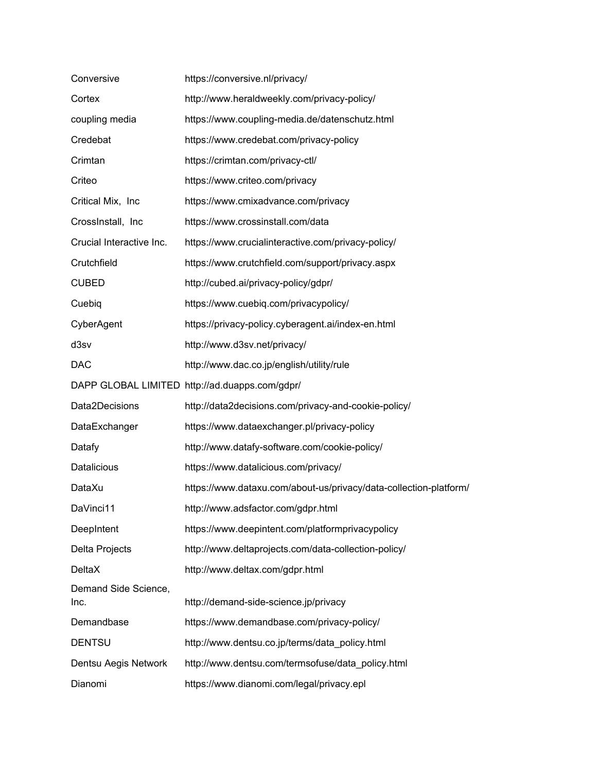| | |
|---|---|
| Conversive | https://conversive.nl/privacy/ |
| Cortex | http://www.heraldweekly.com/privacy-policy/ |
| coupling media | https://www.coupling-media.de/datenschutz.html |
| Credebat | https://www.credebat.com/privacy-policy |
| Crimtan | https://crimtan.com/privacy-ctl/ |
| Criteo | https://www.criteo.com/privacy |
| Critical Mix,  Inc | https://www.cmixadvance.com/privacy |
| CrossInstall,  Inc | https://www.crossinstall.com/data |
| Crucial Interactive Inc. | https://www.crucialinteractive.com/privacy-policy/ |
| Crutchfield | https://www.crutchfield.com/support/privacy.aspx |
| CUBED | http://cubed.ai/privacy-policy/gdpr/ |
| Cuebiq | https://www.cuebiq.com/privacypolicy/ |
| CyberAgent | https://privacy-policy.cyberagent.ai/index-en.html |
| d3sv | http://www.d3sv.net/privacy/ |
| DAC | http://www.dac.co.jp/english/utility/rule |
| DAPP GLOBAL LIMITED | http://ad.duapps.com/gdpr/ |
| Data2Decisions | http://data2decisions.com/privacy-and-cookie-policy/ |
| DataExchanger | https://www.dataexchanger.pl/privacy-policy |
| Datafy | http://www.datafy-software.com/cookie-policy/ |
| Datalicious | https://www.datalicious.com/privacy/ |
| DataXu | https://www.dataxu.com/about-us/privacy/data-collection-platform/ |
| DaVinci11 | http://www.adsfactor.com/gdpr.html |
| DeepIntent | https://www.deepintent.com/platformprivacypolicy |
| Delta Projects | http://www.deltaprojects.com/data-collection-policy/ |
| DeltaX | http://www.deltax.com/gdpr.html |
| Demand Side Science, Inc. | http://demand-side-science.jp/privacy |
| Demandbase | https://www.demandbase.com/privacy-policy/ |
| DENTSU | http://www.dentsu.co.jp/terms/data_policy.html |
| Dentsu Aegis Network | http://www.dentsu.com/termsofuse/data_policy.html |
| Dianomi | https://www.dianomi.com/legal/privacy.epl |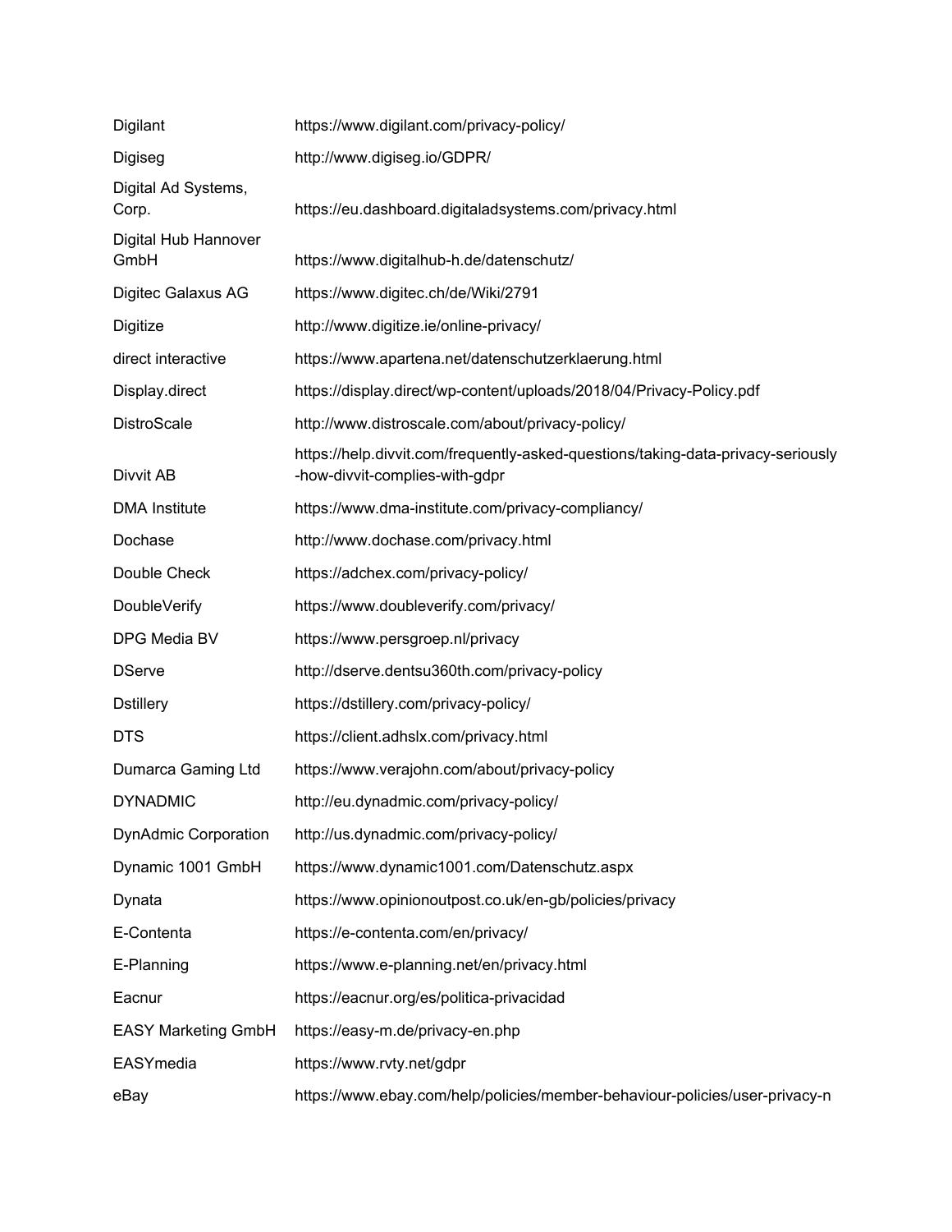| | |
|---|---|
| Digilant | https://www.digilant.com/privacy-policy/ |
| Digiseg | http://www.digiseg.io/GDPR/ |
| Digital Ad Systems, Corp. | https://eu.dashboard.digitaladsystems.com/privacy.html |
| Digital Hub Hannover GmbH | https://www.digitalhub-h.de/datenschutz/ |
| Digitec Galaxus AG | https://www.digitec.ch/de/Wiki/2791 |
| Digitize | http://www.digitize.ie/online-privacy/ |
| direct interactive | https://www.apartena.net/datenschutzerklaerung.html |
| Display.direct | https://display.direct/wp-content/uploads/2018/04/Privacy-Policy.pdf |
| DistroScale | http://www.distroscale.com/about/privacy-policy/ |
| Divvit AB | https://help.divvit.com/frequently-asked-questions/taking-data-privacy-seriously-how-divvit-complies-with-gdpr |
| DMA Institute | https://www.dma-institute.com/privacy-compliancy/ |
| Dochase | http://www.dochase.com/privacy.html |
| Double Check | https://adchex.com/privacy-policy/ |
| DoubleVerify | https://www.doubleverify.com/privacy/ |
| DPG Media BV | https://www.persgroep.nl/privacy |
| DServe | http://dserve.dentsu360th.com/privacy-policy |
| Dstillery | https://dstillery.com/privacy-policy/ |
| DTS | https://client.adhslx.com/privacy.html |
| Dumarca Gaming Ltd | https://www.verajohn.com/about/privacy-policy |
| DYNADMIC | http://eu.dynadmic.com/privacy-policy/ |
| DynAdmic Corporation | http://us.dynadmic.com/privacy-policy/ |
| Dynamic 1001 GmbH | https://www.dynamic1001.com/Datenschutz.aspx |
| Dynata | https://www.opinionoutpost.co.uk/en-gb/policies/privacy |
| E-Contenta | https://e-contenta.com/en/privacy/ |
| E-Planning | https://www.e-planning.net/en/privacy.html |
| Eacnur | https://eacnur.org/es/politica-privacidad |
| EASY Marketing GmbH | https://easy-m.de/privacy-en.php |
| EASYmedia | https://www.rvty.net/gdpr |
| eBay | https://www.ebay.com/help/policies/member-behaviour-policies/user-privacy-n |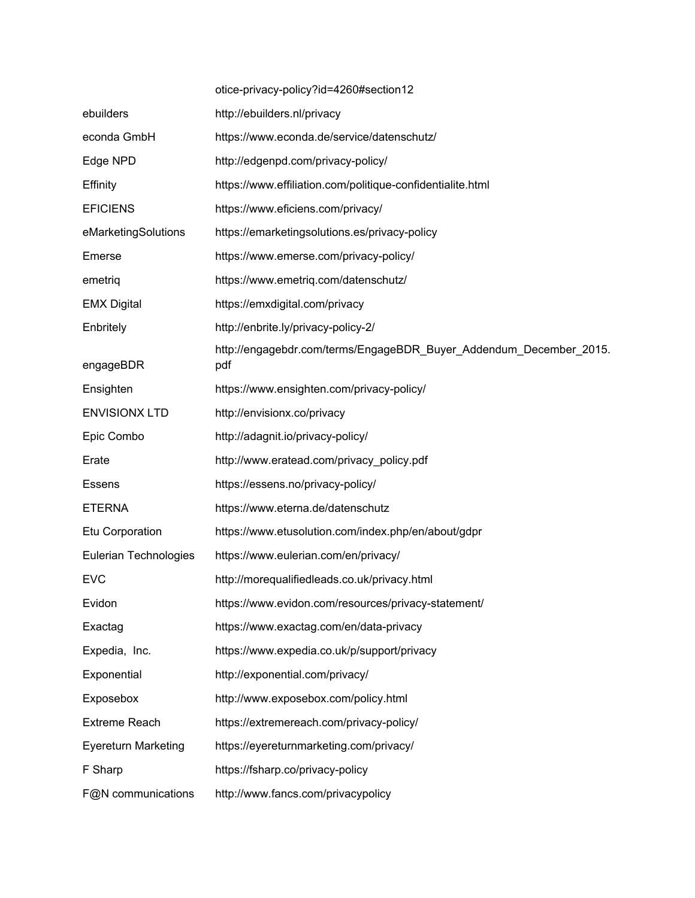|  | otice-privacy-policy?id=4260#section12 |
|---|---|
| ebuilders | http://ebuilders.nl/privacy |
| econda GmbH | https://www.econda.de/service/datenschutz/ |
| Edge NPD | http://edgenpd.com/privacy-policy/ |
| Effinity | https://www.effiliation.com/politique-confidentialite.html |
| EFICIENS | https://www.eficiens.com/privacy/ |
| eMarketingSolutions | https://emarketingsolutions.es/privacy-policy |
| Emerse | https://www.emerse.com/privacy-policy/ |
| emetriq | https://www.emetriq.com/datenschutz/ |
| EMX Digital | https://emxdigital.com/privacy |
| Enbritely | http://enbrite.ly/privacy-policy-2/ |
| engageBDR | http://engagebdr.com/terms/EngageBDR_Buyer_Addendum_December_2015.pdf |
| Ensighten | https://www.ensighten.com/privacy-policy/ |
| ENVISIONX LTD | http://envisionx.co/privacy |
| Epic Combo | http://adagnit.io/privacy-policy/ |
| Erate | http://www.eratead.com/privacy_policy.pdf |
| Essens | https://essens.no/privacy-policy/ |
| ETERNA | https://www.eterna.de/datenschutz |
| Etu Corporation | https://www.etusolution.com/index.php/en/about/gdpr |
| Eulerian Technologies | https://www.eulerian.com/en/privacy/ |
| EVC | http://morequalifiedleads.co.uk/privacy.html |
| Evidon | https://www.evidon.com/resources/privacy-statement/ |
| Exactag | https://www.exactag.com/en/data-privacy |
| Expedia, Inc. | https://www.expedia.co.uk/p/support/privacy |
| Exponential | http://exponential.com/privacy/ |
| Exposebox | http://www.exposebox.com/policy.html |
| Extreme Reach | https://extremereach.com/privacy-policy/ |
| Eyereturn Marketing | https://eyereturnmarketing.com/privacy/ |
| F Sharp | https://fsharp.co/privacy-policy |
| F@N communications | http://www.fancs.com/privacypolicy |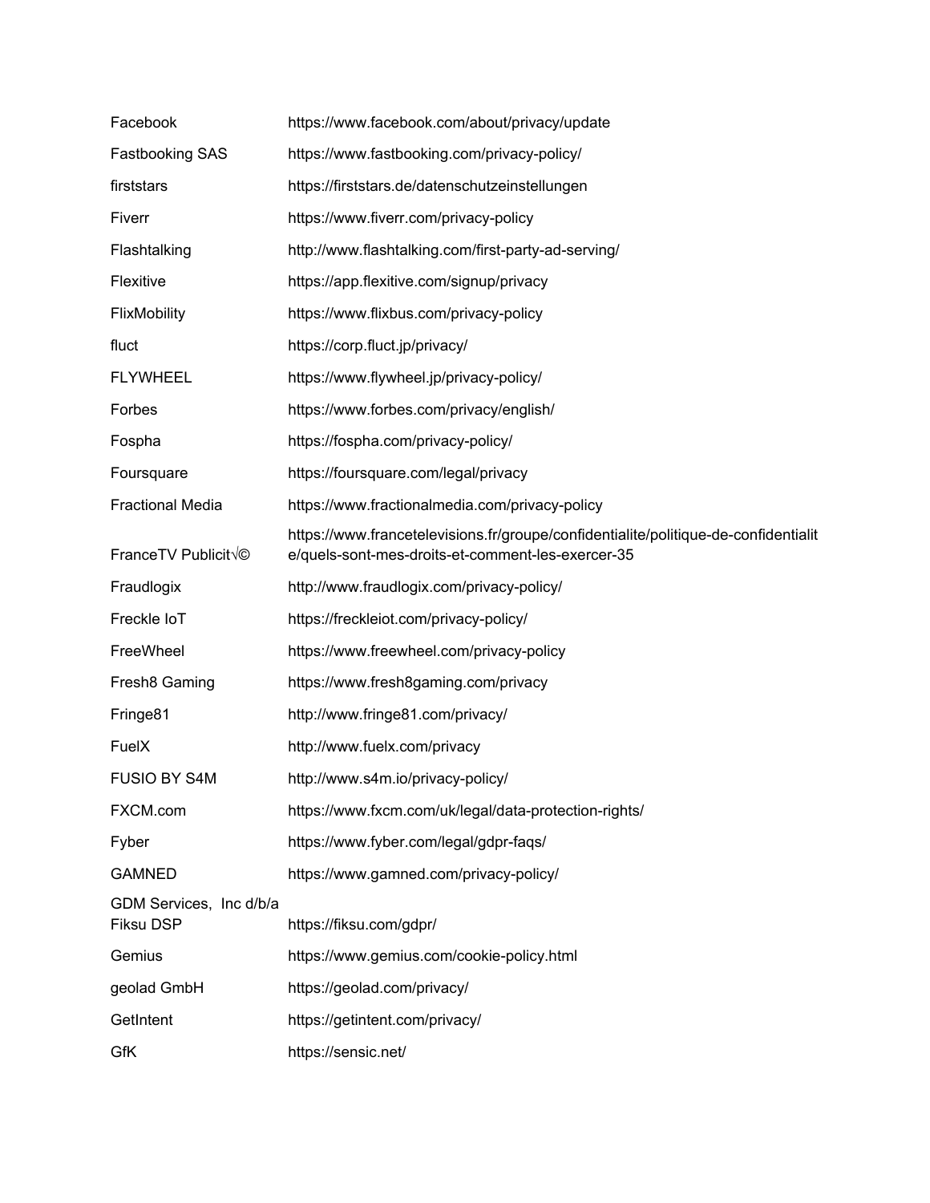| | |
|---|---|
| Facebook | https://www.facebook.com/about/privacy/update |
| Fastbooking SAS | https://www.fastbooking.com/privacy-policy/ |
| firststars | https://firststars.de/datenschutzeinstellungen |
| Fiverr | https://www.fiverr.com/privacy-policy |
| Flashtalking | http://www.flashtalking.com/first-party-ad-serving/ |
| Flexitive | https://app.flexitive.com/signup/privacy |
| FlixMobility | https://www.flixbus.com/privacy-policy |
| fluct | https://corp.fluct.jp/privacy/ |
| FLYWHEEL | https://www.flywheel.jp/privacy-policy/ |
| Forbes | https://www.forbes.com/privacy/english/ |
| Fospha | https://fospha.com/privacy-policy/ |
| Foursquare | https://foursquare.com/legal/privacy |
| Fractional Media | https://www.fractionalmedia.com/privacy-policy |
| FranceTV Publicit√© | https://www.francetelevisions.fr/groupe/confidentialite/politique-de-confidentialite/quels-sont-mes-droits-et-comment-les-exercer-35 |
| Fraudlogix | http://www.fraudlogix.com/privacy-policy/ |
| Freckle IoT | https://freckleiot.com/privacy-policy/ |
| FreeWheel | https://www.freewheel.com/privacy-policy |
| Fresh8 Gaming | https://www.fresh8gaming.com/privacy |
| Fringe81 | http://www.fringe81.com/privacy/ |
| FuelX | http://www.fuelx.com/privacy |
| FUSIO BY S4M | http://www.s4m.io/privacy-policy/ |
| FXCM.com | https://www.fxcm.com/uk/legal/data-protection-rights/ |
| Fyber | https://www.fyber.com/legal/gdpr-faqs/ |
| GAMNED | https://www.gamned.com/privacy-policy/ |
| GDM Services, Inc d/b/a Fiksu DSP | https://fiksu.com/gdpr/ |
| Gemius | https://www.gemius.com/cookie-policy.html |
| geolad GmbH | https://geolad.com/privacy/ |
| GetIntent | https://getintent.com/privacy/ |
| GfK | https://sensic.net/ |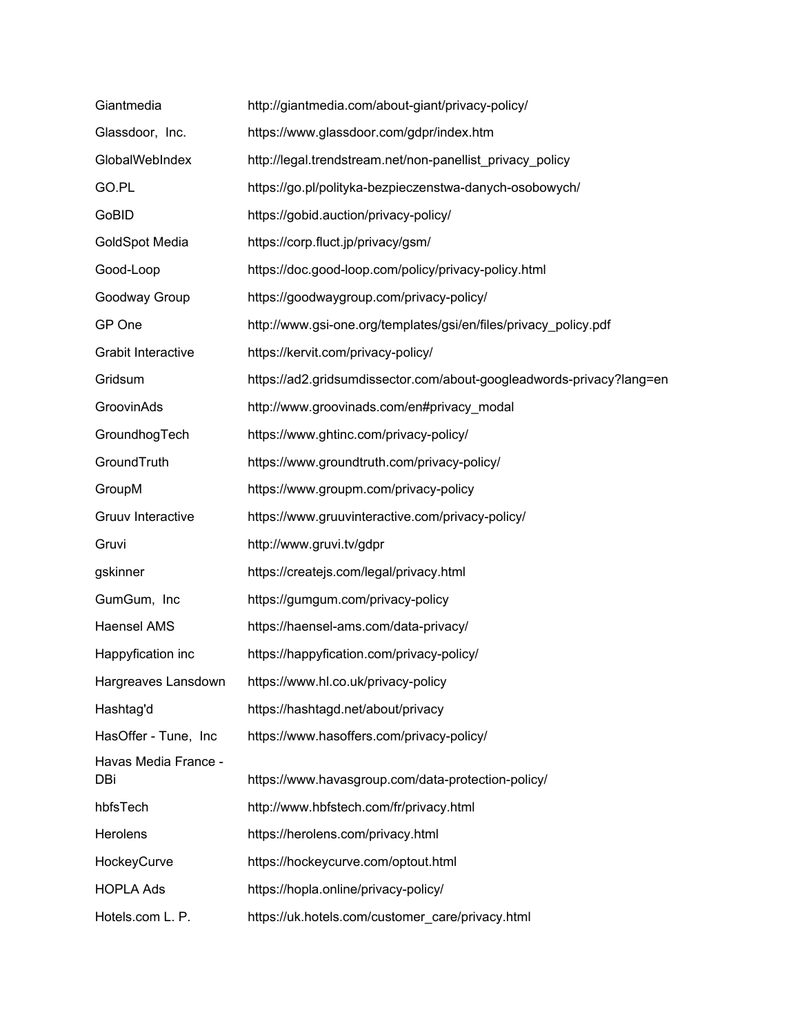| | |
|---|---|
| Giantmedia | http://giantmedia.com/about-giant/privacy-policy/ |
| Glassdoor, Inc. | https://www.glassdoor.com/gdpr/index.htm |
| GlobalWebIndex | http://legal.trendstream.net/non-panellist_privacy_policy |
| GO.PL | https://go.pl/polityka-bezpieczenstwa-danych-osobowych/ |
| GoBID | https://gobid.auction/privacy-policy/ |
| GoldSpot Media | https://corp.fluct.jp/privacy/gsm/ |
| Good-Loop | https://doc.good-loop.com/policy/privacy-policy.html |
| Goodway Group | https://goodwaygroup.com/privacy-policy/ |
| GP One | http://www.gsi-one.org/templates/gsi/en/files/privacy_policy.pdf |
| Grabit Interactive | https://kervit.com/privacy-policy/ |
| Gridsum | https://ad2.gridsumdissector.com/about-googleadwords-privacy?lang=en |
| GroovinAds | http://www.groovinads.com/en#privacy_modal |
| GroundhogTech | https://www.ghtinc.com/privacy-policy/ |
| GroundTruth | https://www.groundtruth.com/privacy-policy/ |
| GroupM | https://www.groupm.com/privacy-policy |
| Gruuv Interactive | https://www.gruuvinteractive.com/privacy-policy/ |
| Gruvi | http://www.gruvi.tv/gdpr |
| gskinner | https://createjs.com/legal/privacy.html |
| GumGum, Inc | https://gumgum.com/privacy-policy |
| Haensel AMS | https://haensel-ams.com/data-privacy/ |
| Happyfication inc | https://happyfication.com/privacy-policy/ |
| Hargreaves Lansdown | https://www.hl.co.uk/privacy-policy |
| Hashtag'd | https://hashtagd.net/about/privacy |
| HasOffer - Tune, Inc | https://www.hasoffers.com/privacy-policy/ |
| Havas Media France - DBi | https://www.havasgroup.com/data-protection-policy/ |
| hbfsTech | http://www.hbfstech.com/fr/privacy.html |
| Herolens | https://herolens.com/privacy.html |
| HockeyCurve | https://hockeycurve.com/optout.html |
| HOPLA Ads | https://hopla.online/privacy-policy/ |
| Hotels.com L. P. | https://uk.hotels.com/customer_care/privacy.html |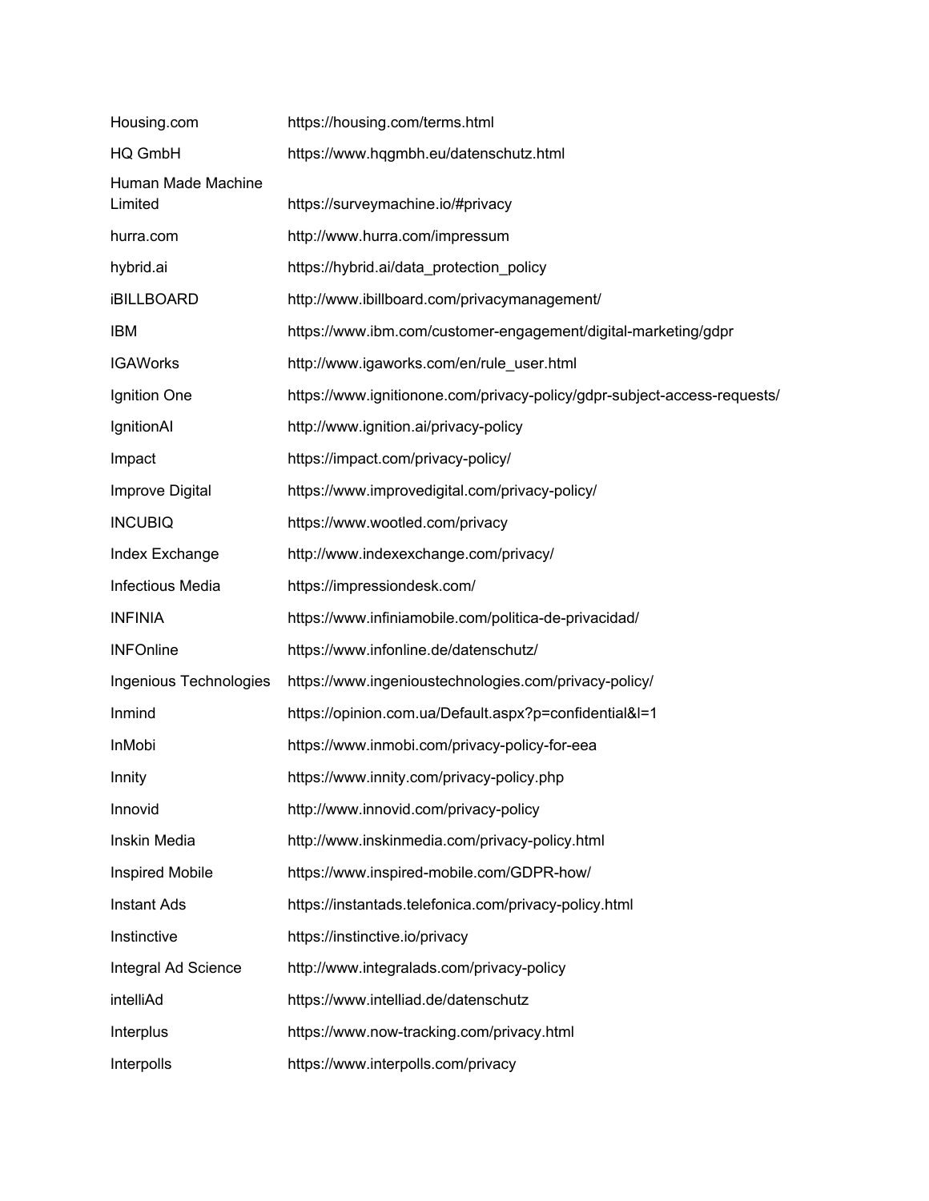| | |
|---|---|
| Housing.com | https://housing.com/terms.html |
| HQ GmbH | https://www.hqgmbh.eu/datenschutz.html |
| Human Made Machine Limited | https://surveymachine.io/#privacy |
| hurra.com | http://www.hurra.com/impressum |
| hybrid.ai | https://hybrid.ai/data_protection_policy |
| iBILLBOARD | http://www.ibillboard.com/privacymanagement/ |
| IBM | https://www.ibm.com/customer-engagement/digital-marketing/gdpr |
| IGAWorks | http://www.igaworks.com/en/rule_user.html |
| Ignition One | https://www.ignitionone.com/privacy-policy/gdpr-subject-access-requests/ |
| IgnitionAI | http://www.ignition.ai/privacy-policy |
| Impact | https://impact.com/privacy-policy/ |
| Improve Digital | https://www.improvedigital.com/privacy-policy/ |
| INCUBIQ | https://www.wootled.com/privacy |
| Index Exchange | http://www.indexexchange.com/privacy/ |
| Infectious Media | https://impressiondesk.com/ |
| INFINIA | https://www.infiniamobile.com/politica-de-privacidad/ |
| INFOnline | https://www.infonline.de/datenschutz/ |
| Ingenious Technologies | https://www.ingenioustechnologies.com/privacy-policy/ |
| Inmind | https://opinion.com.ua/Default.aspx?p=confidential&l=1 |
| InMobi | https://www.inmobi.com/privacy-policy-for-eea |
| Innity | https://www.innity.com/privacy-policy.php |
| Innovid | http://www.innovid.com/privacy-policy |
| Inskin Media | http://www.inskinmedia.com/privacy-policy.html |
| Inspired Mobile | https://www.inspired-mobile.com/GDPR-how/ |
| Instant Ads | https://instantads.telefonica.com/privacy-policy.html |
| Instinctive | https://instinctive.io/privacy |
| Integral Ad Science | http://www.integralads.com/privacy-policy |
| intelliAd | https://www.intelliad.de/datenschutz |
| Interplus | https://www.now-tracking.com/privacy.html |
| Interpolls | https://www.interpolls.com/privacy |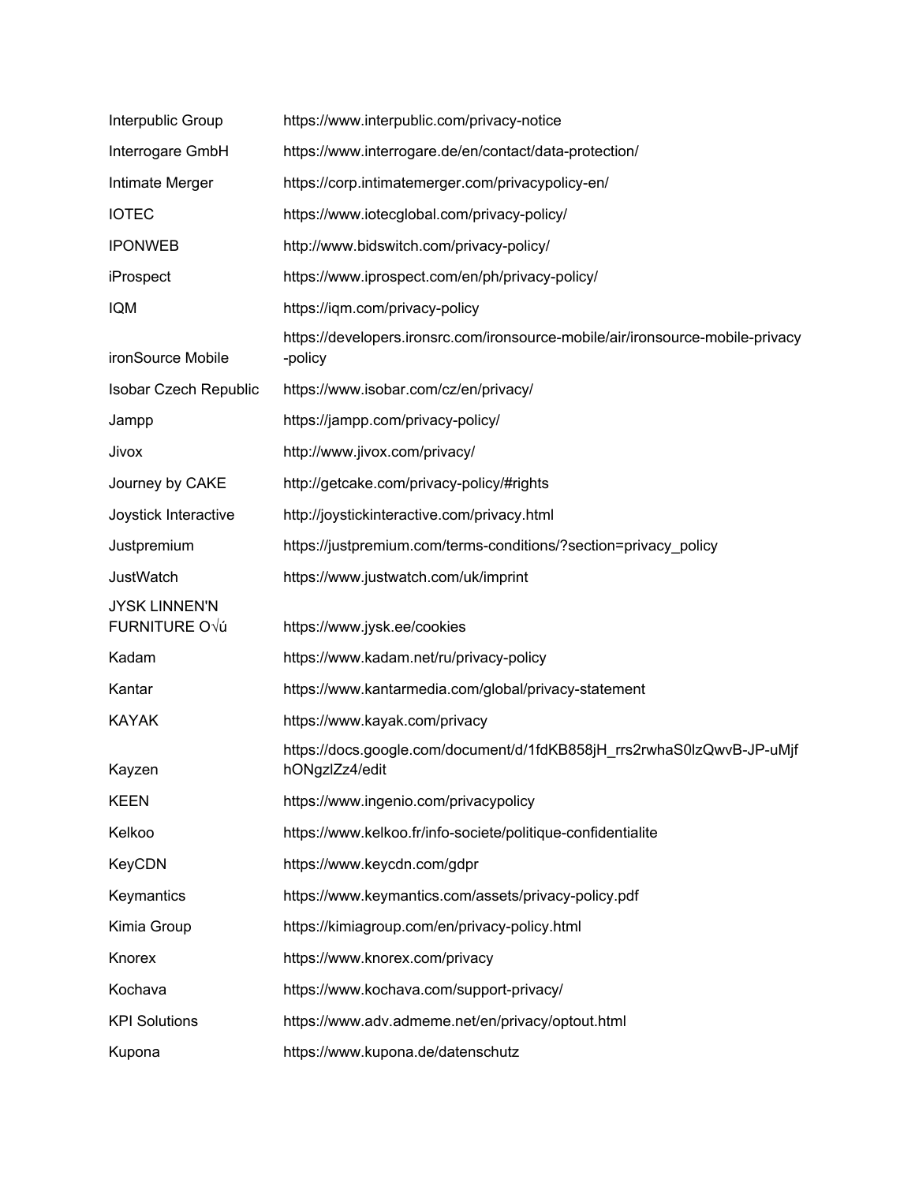| | |
|---|---|
| Interpublic Group | https://www.interpublic.com/privacy-notice |
| Interrogare GmbH | https://www.interrogare.de/en/contact/data-protection/ |
| Intimate Merger | https://corp.intimatemerger.com/privacypolicy-en/ |
| IOTEC | https://www.iotecglobal.com/privacy-policy/ |
| IPONWEB | http://www.bidswitch.com/privacy-policy/ |
| iProspect | https://www.iprospect.com/en/ph/privacy-policy/ |
| IQM | https://iqm.com/privacy-policy |
| ironSource Mobile | https://developers.ironsrc.com/ironsource-mobile/air/ironsource-mobile-privacy-policy |
| Isobar Czech Republic | https://www.isobar.com/cz/en/privacy/ |
| Jampp | https://jampp.com/privacy-policy/ |
| Jivox | http://www.jivox.com/privacy/ |
| Journey by CAKE | http://getcake.com/privacy-policy/#rights |
| Joystick Interactive | http://joystickinteractive.com/privacy.html |
| Justpremium | https://justpremium.com/terms-conditions/?section=privacy_policy |
| JustWatch | https://www.justwatch.com/uk/imprint |
| JYSK LINNEN'N FURNITURE O√ú | https://www.jysk.ee/cookies |
| Kadam | https://www.kadam.net/ru/privacy-policy |
| Kantar | https://www.kantarmedia.com/global/privacy-statement |
| KAYAK | https://www.kayak.com/privacy |
| Kayzen | https://docs.google.com/document/d/1fdKB858jH_rrs2rwhaS0lzQwvB-JP-uMjfhONgzlZz4/edit |
| KEEN | https://www.ingenio.com/privacypolicy |
| Kelkoo | https://www.kelkoo.fr/info-societe/politique-confidentialite |
| KeyCDN | https://www.keycdn.com/gdpr |
| Keymantics | https://www.keymantics.com/assets/privacy-policy.pdf |
| Kimia Group | https://kimiagroup.com/en/privacy-policy.html |
| Knorex | https://www.knorex.com/privacy |
| Kochava | https://www.kochava.com/support-privacy/ |
| KPI Solutions | https://www.adv.admeme.net/en/privacy/optout.html |
| Kupona | https://www.kupona.de/datenschutz |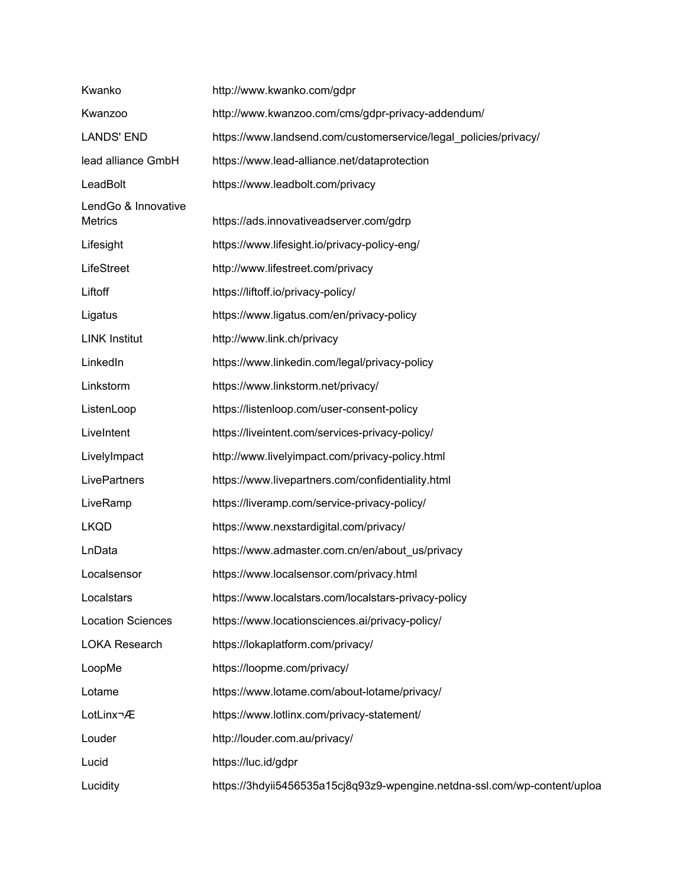| | |
|---|---|
| Kwanko | http://www.kwanko.com/gdpr |
| Kwanzoo | http://www.kwanzoo.com/cms/gdpr-privacy-addendum/ |
| LANDS' END | https://www.landsend.com/customerservice/legal_policies/privacy/ |
| lead alliance GmbH | https://www.lead-alliance.net/dataprotection |
| LeadBolt | https://www.leadbolt.com/privacy |
| LendGo & Innovative Metrics | https://ads.innovativeadserver.com/gdrp |
| Lifesight | https://www.lifesight.io/privacy-policy-eng/ |
| LifeStreet | http://www.lifestreet.com/privacy |
| Liftoff | https://liftoff.io/privacy-policy/ |
| Ligatus | https://www.ligatus.com/en/privacy-policy |
| LINK Institut | http://www.link.ch/privacy |
| LinkedIn | https://www.linkedin.com/legal/privacy-policy |
| Linkstorm | https://www.linkstorm.net/privacy/ |
| ListenLoop | https://listenloop.com/user-consent-policy |
| LiveIntent | https://liveintent.com/services-privacy-policy/ |
| LivelyImpact | http://www.livelyimpact.com/privacy-policy.html |
| LivePartners | https://www.livepartners.com/confidentiality.html |
| LiveRamp | https://liveramp.com/service-privacy-policy/ |
| LKQD | https://www.nexstardigital.com/privacy/ |
| LnData | https://www.admaster.com.cn/en/about_us/privacy |
| Localsensor | https://www.localsensor.com/privacy.html |
| Localstars | https://www.localstars.com/localstars-privacy-policy |
| Location Sciences | https://www.locationsciences.ai/privacy-policy/ |
| LOKA Research | https://lokaplatform.com/privacy/ |
| LoopMe | https://loopme.com/privacy/ |
| Lotame | https://www.lotame.com/about-lotame/privacy/ |
| LotLinx¬Æ | https://www.lotlinx.com/privacy-statement/ |
| Louder | http://louder.com.au/privacy/ |
| Lucid | https://luc.id/gdpr |
| Lucidity | https://3hdyii5456535a15cj8q93z9-wpengine.netdna-ssl.com/wp-content/uploa |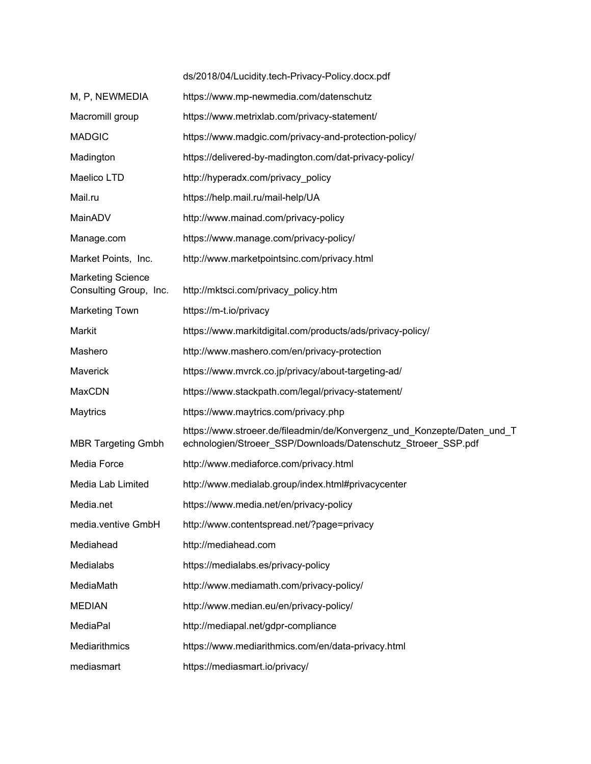| | |
|---|---|
| | ds/2018/04/Lucidity.tech-Privacy-Policy.docx.pdf |
| M, P, NEWMEDIA | https://www.mp-newmedia.com/datenschutz |
| Macromill group | https://www.metrixlab.com/privacy-statement/ |
| MADGIC | https://www.madgic.com/privacy-and-protection-policy/ |
| Madington | https://delivered-by-madington.com/dat-privacy-policy/ |
| Maelico LTD | http://hyperadx.com/privacy_policy |
| Mail.ru | https://help.mail.ru/mail-help/UA |
| MainADV | http://www.mainad.com/privacy-policy |
| Manage.com | https://www.manage.com/privacy-policy/ |
| Market Points, Inc. | http://www.marketpointsinc.com/privacy.html |
| Marketing Science Consulting Group, Inc. | http://mktsci.com/privacy_policy.htm |
| Marketing Town | https://m-t.io/privacy |
| Markit | https://www.markitdigital.com/products/ads/privacy-policy/ |
| Mashero | http://www.mashero.com/en/privacy-protection |
| Maverick | https://www.mvrck.co.jp/privacy/about-targeting-ad/ |
| MaxCDN | https://www.stackpath.com/legal/privacy-statement/ |
| Maytrics | https://www.maytrics.com/privacy.php |
| MBR Targeting Gmbh | https://www.stroeer.de/fileadmin/de/Konvergenz_und_Konzepte/Daten_und_Technologien/Stroeer_SSP/Downloads/Datenschutz_Stroeer_SSP.pdf |
| Media Force | http://www.mediaforce.com/privacy.html |
| Media Lab Limited | http://www.medialab.group/index.html#privacycenter |
| Media.net | https://www.media.net/en/privacy-policy |
| media.ventive GmbH | http://www.contentspread.net/?page=privacy |
| Mediahead | http://mediahead.com |
| Medialabs | https://medialabs.es/privacy-policy |
| MediaMath | http://www.mediamath.com/privacy-policy/ |
| MEDIAN | http://www.median.eu/en/privacy-policy/ |
| MediaPal | http://mediapal.net/gdpr-compliance |
| Mediarithmics | https://www.mediarithmics.com/en/data-privacy.html |
| mediasmart | https://mediasmart.io/privacy/ |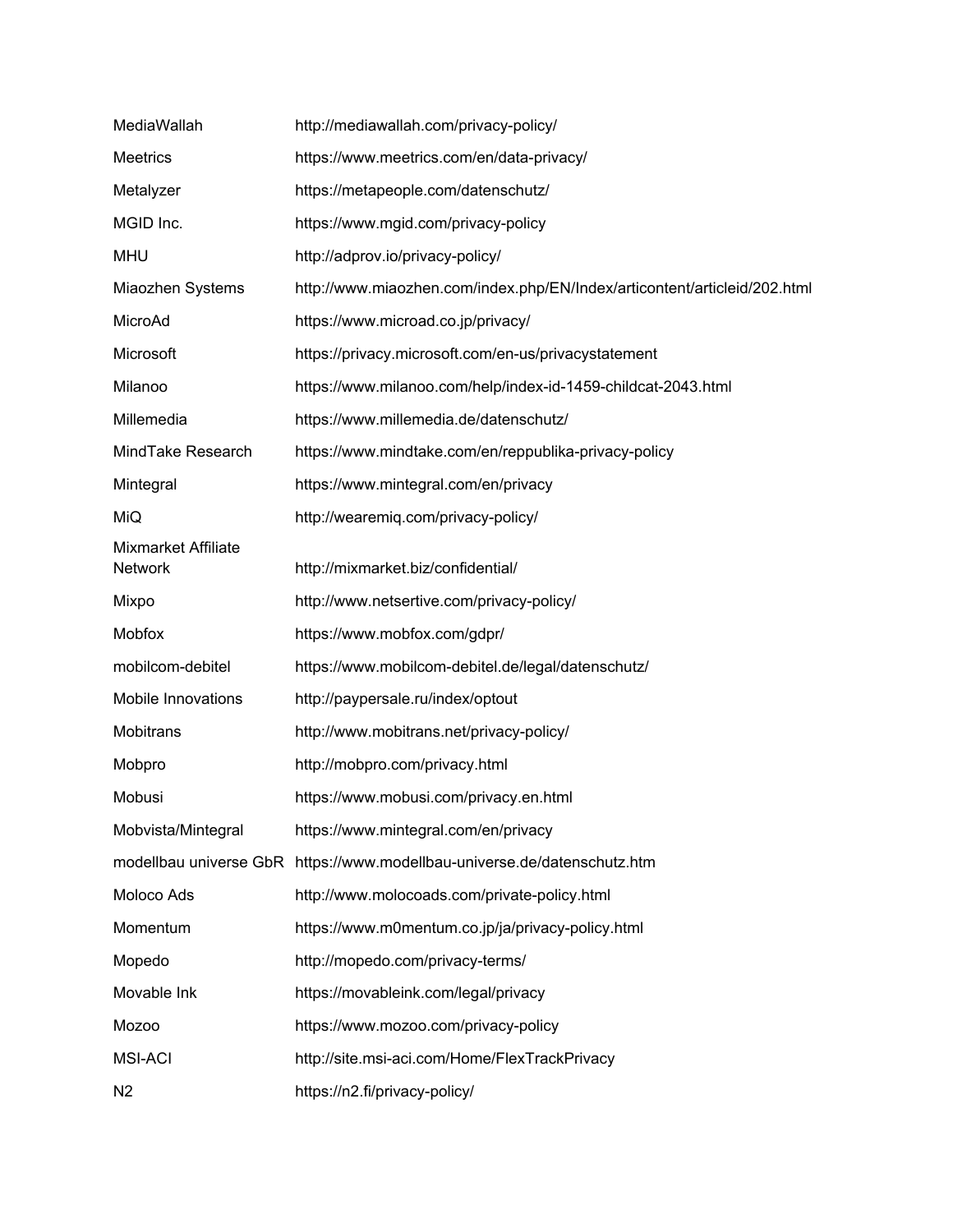| | |
|---|---|
| MediaWallah | http://mediawallah.com/privacy-policy/ |
| Meetrics | https://www.meetrics.com/en/data-privacy/ |
| Metalyzer | https://metapeople.com/datenschutz/ |
| MGID Inc. | https://www.mgid.com/privacy-policy |
| MHU | http://adprov.io/privacy-policy/ |
| Miaozhen Systems | http://www.miaozhen.com/index.php/EN/Index/articontent/articleid/202.html |
| MicroAd | https://www.microad.co.jp/privacy/ |
| Microsoft | https://privacy.microsoft.com/en-us/privacystatement |
| Milanoo | https://www.milanoo.com/help/index-id-1459-childcat-2043.html |
| Millemedia | https://www.millemedia.de/datenschutz/ |
| MindTake Research | https://www.mindtake.com/en/reppublika-privacy-policy |
| Mintegral | https://www.mintegral.com/en/privacy |
| MiQ | http://wearemiq.com/privacy-policy/ |
| Mixmarket Affiliate Network | http://mixmarket.biz/confidential/ |
| Mixpo | http://www.netsertive.com/privacy-policy/ |
| Mobfox | https://www.mobfox.com/gdpr/ |
| mobilcom-debitel | https://www.mobilcom-debitel.de/legal/datenschutz/ |
| Mobile Innovations | http://paypersale.ru/index/optout |
| Mobitrans | http://www.mobitrans.net/privacy-policy/ |
| Mobpro | http://mobpro.com/privacy.html |
| Mobusi | https://www.mobusi.com/privacy.en.html |
| Mobvista/Mintegral | https://www.mintegral.com/en/privacy |
| modellbau universe GbR | https://www.modellbau-universe.de/datenschutz.htm |
| Moloco Ads | http://www.molocoads.com/private-policy.html |
| Momentum | https://www.m0mentum.co.jp/ja/privacy-policy.html |
| Mopedo | http://mopedo.com/privacy-terms/ |
| Movable Ink | https://movableink.com/legal/privacy |
| Mozoo | https://www.mozoo.com/privacy-policy |
| MSI-ACI | http://site.msi-aci.com/Home/FlexTrackPrivacy |
| N2 | https://n2.fi/privacy-policy/ |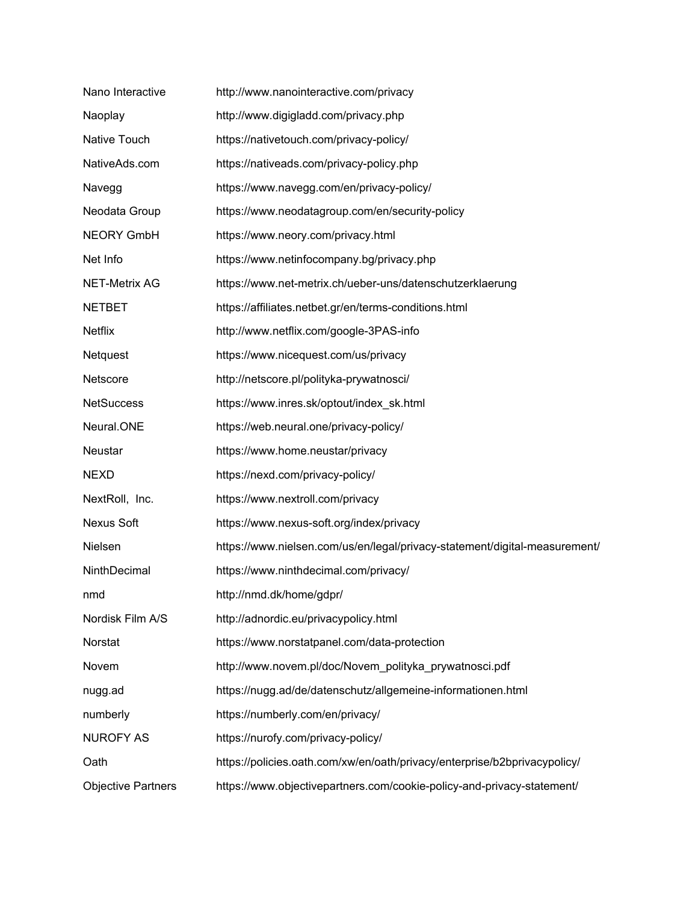| | |
|---|---|
| Nano Interactive | http://www.nanointeractive.com/privacy |
| Naoplay | http://www.digigladd.com/privacy.php |
| Native Touch | https://nativetouch.com/privacy-policy/ |
| NativeAds.com | https://nativeads.com/privacy-policy.php |
| Navegg | https://www.navegg.com/en/privacy-policy/ |
| Neodata Group | https://www.neodatagroup.com/en/security-policy |
| NEORY GmbH | https://www.neory.com/privacy.html |
| Net Info | https://www.netinfocompany.bg/privacy.php |
| NET-Metrix AG | https://www.net-metrix.ch/ueber-uns/datenschutzerklaerung |
| NETBET | https://affiliates.netbet.gr/en/terms-conditions.html |
| Netflix | http://www.netflix.com/google-3PAS-info |
| Netquest | https://www.nicequest.com/us/privacy |
| Netscore | http://netscore.pl/polityka-prywatnosci/ |
| NetSuccess | https://www.inres.sk/optout/index_sk.html |
| Neural.ONE | https://web.neural.one/privacy-policy/ |
| Neustar | https://www.home.neustar/privacy |
| NEXD | https://nexd.com/privacy-policy/ |
| NextRoll, Inc. | https://www.nextroll.com/privacy |
| Nexus Soft | https://www.nexus-soft.org/index/privacy |
| Nielsen | https://www.nielsen.com/us/en/legal/privacy-statement/digital-measurement/ |
| NinthDecimal | https://www.ninthdecimal.com/privacy/ |
| nmd | http://nmd.dk/home/gdpr/ |
| Nordisk Film A/S | http://adnordic.eu/privacypolicy.html |
| Norstat | https://www.norstatpanel.com/data-protection |
| Novem | http://www.novem.pl/doc/Novem_polityka_prywatnosci.pdf |
| nugg.ad | https://nugg.ad/de/datenschutz/allgemeine-informationen.html |
| numberly | https://numberly.com/en/privacy/ |
| NUROFY AS | https://nurofy.com/privacy-policy/ |
| Oath | https://policies.oath.com/xw/en/oath/privacy/enterprise/b2bprivacypolicy/ |
| Objective Partners | https://www.objectivepartners.com/cookie-policy-and-privacy-statement/ |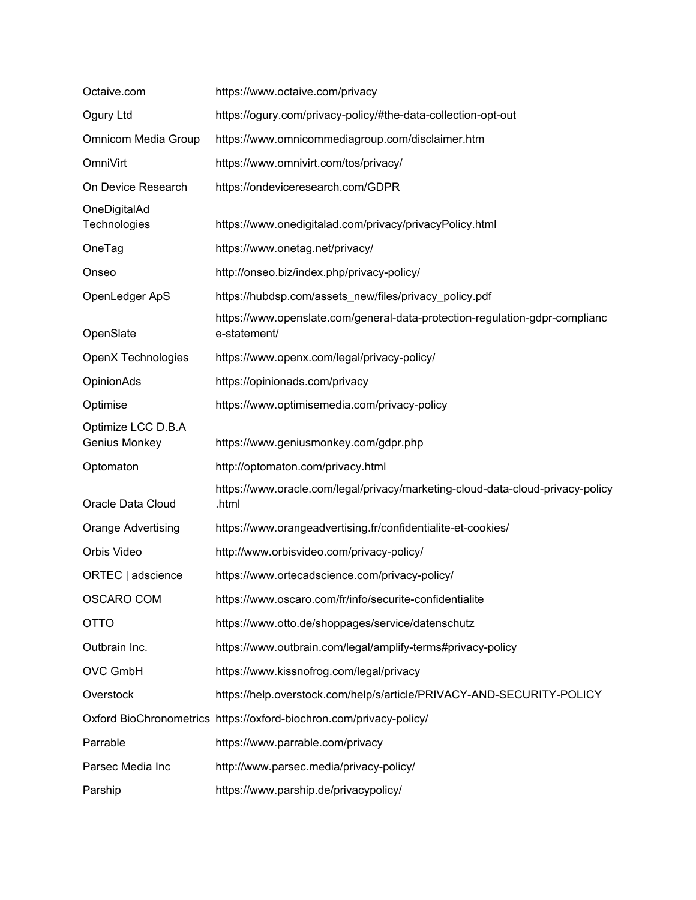| | |
|---|---|
| Octaive.com | https://www.octaive.com/privacy |
| Ogury Ltd | https://ogury.com/privacy-policy/#the-data-collection-opt-out |
| Omnicom Media Group | https://www.omnicommediagroup.com/disclaimer.htm |
| OmniVirt | https://www.omnivirt.com/tos/privacy/ |
| On Device Research | https://ondeviceresearch.com/GDPR |
| OneDigitalAd Technologies | https://www.onedigitalad.com/privacy/privacyPolicy.html |
| OneTag | https://www.onetag.net/privacy/ |
| Onseo | http://onseo.biz/index.php/privacy-policy/ |
| OpenLedger ApS | https://hubdsp.com/assets_new/files/privacy_policy.pdf |
| OpenSlate | https://www.openslate.com/general-data-protection-regulation-gdpr-compliance-statement/ |
| OpenX Technologies | https://www.openx.com/legal/privacy-policy/ |
| OpinionAds | https://opinionads.com/privacy |
| Optimise | https://www.optimisemedia.com/privacy-policy |
| Optimize LCC D.B.A Genius Monkey | https://www.geniusmonkey.com/gdpr.php |
| Optomaton | http://optomaton.com/privacy.html |
| Oracle Data Cloud | https://www.oracle.com/legal/privacy/marketing-cloud-data-cloud-privacy-policy.html |
| Orange Advertising | https://www.orangeadvertising.fr/confidentialite-et-cookies/ |
| Orbis Video | http://www.orbisvideo.com/privacy-policy/ |
| ORTEC \| adscience | https://www.ortecadscience.com/privacy-policy/ |
| OSCARO COM | https://www.oscaro.com/fr/info/securite-confidentialite |
| OTTO | https://www.otto.de/shoppages/service/datenschutz |
| Outbrain Inc. | https://www.outbrain.com/legal/amplify-terms#privacy-policy |
| OVC GmbH | https://www.kissnofrog.com/legal/privacy |
| Overstock | https://help.overstock.com/help/s/article/PRIVACY-AND-SECURITY-POLICY |
| Oxford BioChronometrics | https://oxford-biochron.com/privacy-policy/ |
| Parrable | https://www.parrable.com/privacy |
| Parsec Media Inc | http://www.parsec.media/privacy-policy/ |
| Parship | https://www.parship.de/privacypolicy/ |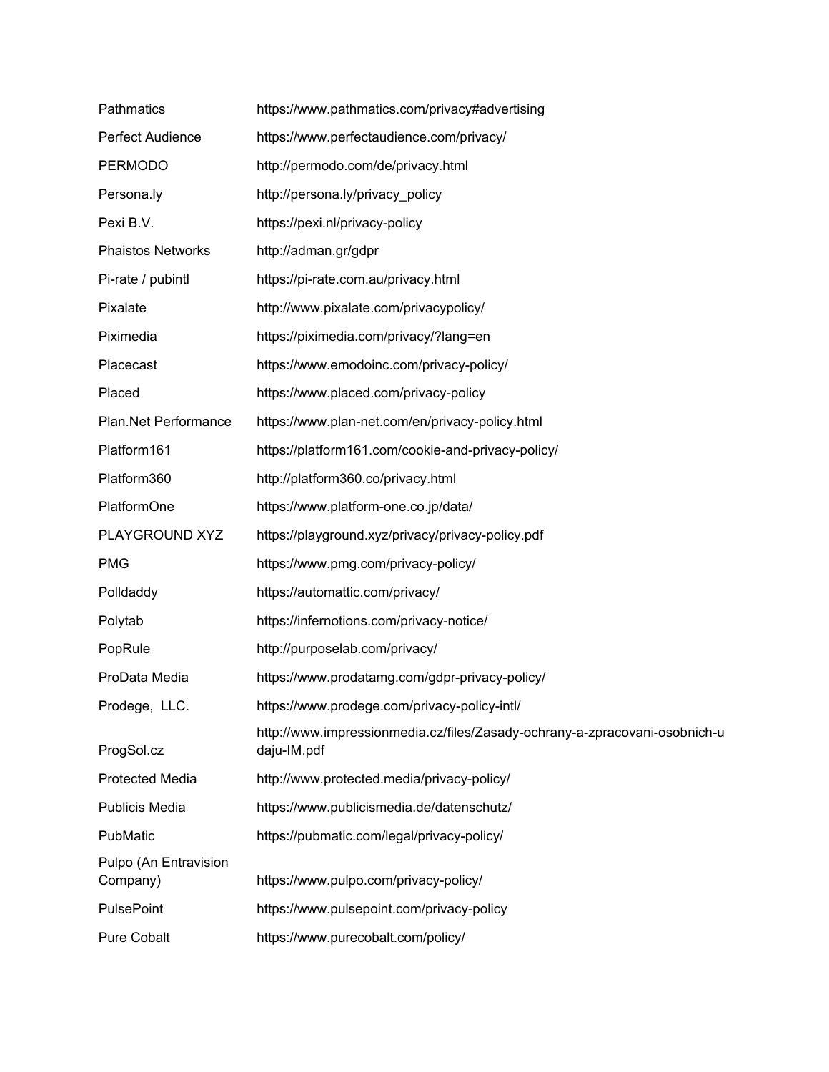| | |
|---|---|
| Pathmatics | https://www.pathmatics.com/privacy#advertising |
| Perfect Audience | https://www.perfectaudience.com/privacy/ |
| PERMODO | http://permodo.com/de/privacy.html |
| Persona.ly | http://persona.ly/privacy_policy |
| Pexi B.V. | https://pexi.nl/privacy-policy |
| Phaistos Networks | http://adman.gr/gdpr |
| Pi-rate / pubintl | https://pi-rate.com.au/privacy.html |
| Pixalate | http://www.pixalate.com/privacypolicy/ |
| Piximedia | https://piximedia.com/privacy/?lang=en |
| Placecast | https://www.emodoinc.com/privacy-policy/ |
| Placed | https://www.placed.com/privacy-policy |
| Plan.Net Performance | https://www.plan-net.com/en/privacy-policy.html |
| Platform161 | https://platform161.com/cookie-and-privacy-policy/ |
| Platform360 | http://platform360.co/privacy.html |
| PlatformOne | https://www.platform-one.co.jp/data/ |
| PLAYGROUND XYZ | https://playground.xyz/privacy/privacy-policy.pdf |
| PMG | https://www.pmg.com/privacy-policy/ |
| Polldaddy | https://automattic.com/privacy/ |
| Polytab | https://infernotions.com/privacy-notice/ |
| PopRule | http://purposelab.com/privacy/ |
| ProData Media | https://www.prodatamg.com/gdpr-privacy-policy/ |
| Prodege, LLC. | https://www.prodege.com/privacy-policy-intl/ |
| ProgSol.cz | http://www.impressionmedia.cz/files/Zasady-ochrany-a-zpracovani-osobnich-udaju-IM.pdf |
| Protected Media | http://www.protected.media/privacy-policy/ |
| Publicis Media | https://www.publicismedia.de/datenschutz/ |
| PubMatic | https://pubmatic.com/legal/privacy-policy/ |
| Pulpo (An Entravision Company) | https://www.pulpo.com/privacy-policy/ |
| PulsePoint | https://www.pulsepoint.com/privacy-policy |
| Pure Cobalt | https://www.purecobalt.com/policy/ |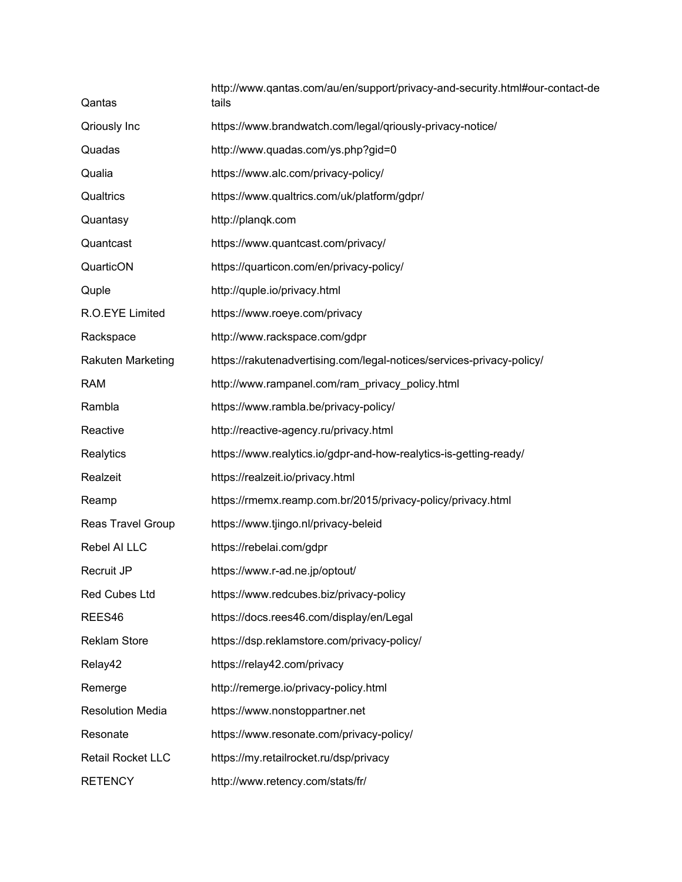| | |
|---|---|
| Qantas | http://www.qantas.com/au/en/support/privacy-and-security.html#our-contact-details |
| Qriously Inc | https://www.brandwatch.com/legal/qriously-privacy-notice/ |
| Quadas | http://www.quadas.com/ys.php?gid=0 |
| Qualia | https://www.alc.com/privacy-policy/ |
| Qualtrics | https://www.qualtrics.com/uk/platform/gdpr/ |
| Quantasy | http://planqk.com |
| Quantcast | https://www.quantcast.com/privacy/ |
| QuarticON | https://quarticon.com/en/privacy-policy/ |
| Quple | http://quple.io/privacy.html |
| R.O.EYE Limited | https://www.roeye.com/privacy |
| Rackspace | http://www.rackspace.com/gdpr |
| Rakuten Marketing | https://rakutenadvertising.com/legal-notices/services-privacy-policy/ |
| RAM | http://www.rampanel.com/ram_privacy_policy.html |
| Rambla | https://www.rambla.be/privacy-policy/ |
| Reactive | http://reactive-agency.ru/privacy.html |
| Realytics | https://www.realytics.io/gdpr-and-how-realytics-is-getting-ready/ |
| Realzeit | https://realzeit.io/privacy.html |
| Reamp | https://rmemx.reamp.com.br/2015/privacy-policy/privacy.html |
| Reas Travel Group | https://www.tjingo.nl/privacy-beleid |
| Rebel AI LLC | https://rebelai.com/gdpr |
| Recruit JP | https://www.r-ad.ne.jp/optout/ |
| Red Cubes Ltd | https://www.redcubes.biz/privacy-policy |
| REES46 | https://docs.rees46.com/display/en/Legal |
| Reklam Store | https://dsp.reklamstore.com/privacy-policy/ |
| Relay42 | https://relay42.com/privacy |
| Remerge | http://remerge.io/privacy-policy.html |
| Resolution Media | https://www.nonstoppartner.net |
| Resonate | https://www.resonate.com/privacy-policy/ |
| Retail Rocket LLC | https://my.retailrocket.ru/dsp/privacy |
| RETENCY | http://www.retency.com/stats/fr/ |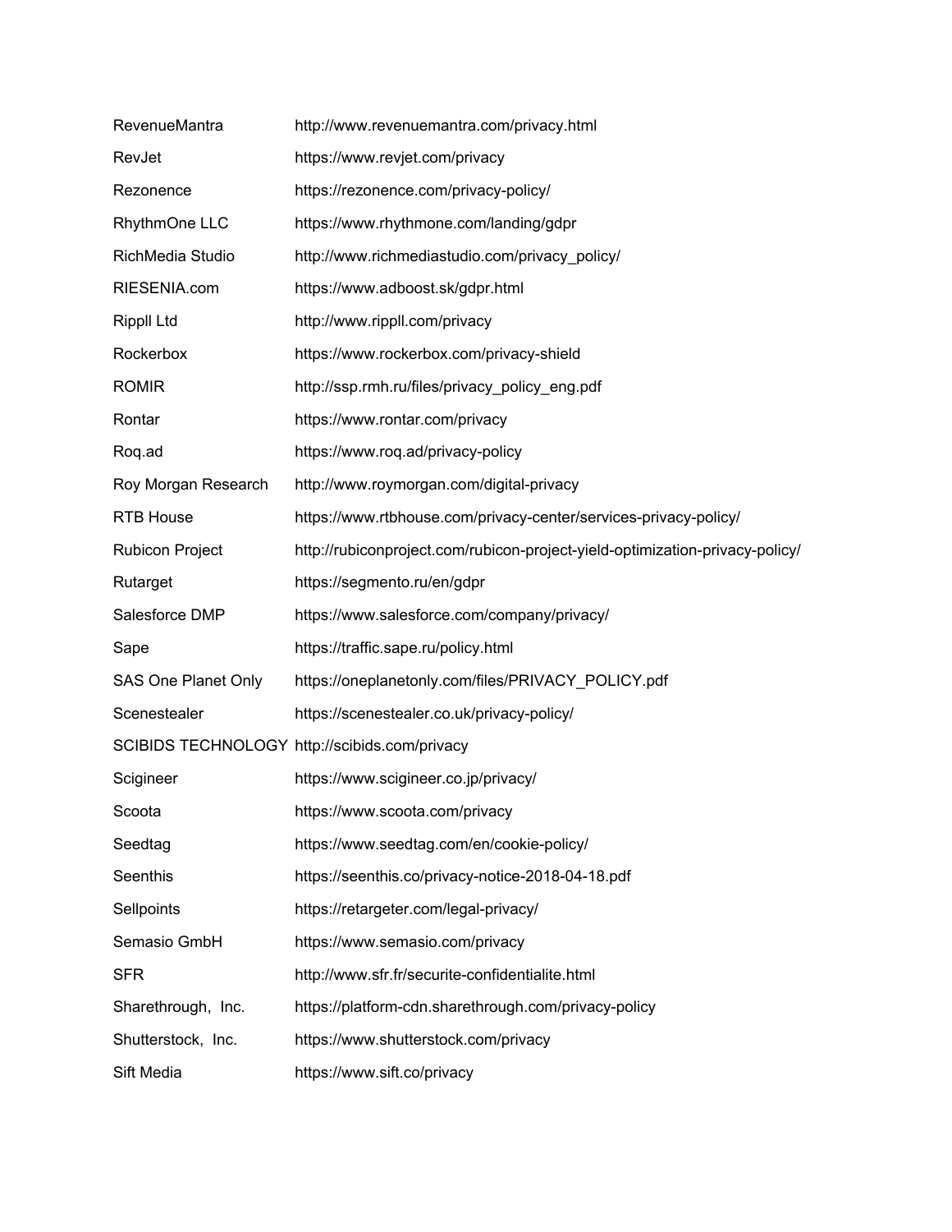| | |
|---|---|
| RevenueMantra | http://www.revenuemantra.com/privacy.html |
| RevJet | https://www.revjet.com/privacy |
| Rezonence | https://rezonence.com/privacy-policy/ |
| RhythmOne LLC | https://www.rhythmone.com/landing/gdpr |
| RichMedia Studio | http://www.richmediastudio.com/privacy_policy/ |
| RIESENIA.com | https://www.adboost.sk/gdpr.html |
| Rippll Ltd | http://www.rippll.com/privacy |
| Rockerbox | https://www.rockerbox.com/privacy-shield |
| ROMIR | http://ssp.rmh.ru/files/privacy_policy_eng.pdf |
| Rontar | https://www.rontar.com/privacy |
| Roq.ad | https://www.roq.ad/privacy-policy |
| Roy Morgan Research | http://www.roymorgan.com/digital-privacy |
| RTB House | https://www.rtbhouse.com/privacy-center/services-privacy-policy/ |
| Rubicon Project | http://rubiconproject.com/rubicon-project-yield-optimization-privacy-policy/ |
| Rutarget | https://segmento.ru/en/gdpr |
| Salesforce DMP | https://www.salesforce.com/company/privacy/ |
| Sape | https://traffic.sape.ru/policy.html |
| SAS One Planet Only | https://oneplanetonly.com/files/PRIVACY_POLICY.pdf |
| Scenestealer | https://scenestealer.co.uk/privacy-policy/ |
| SCIBIDS TECHNOLOGY | http://scibids.com/privacy |
| Scigineer | https://www.scigineer.co.jp/privacy/ |
| Scoota | https://www.scoota.com/privacy |
| Seedtag | https://www.seedtag.com/en/cookie-policy/ |
| Seenthis | https://seenthis.co/privacy-notice-2018-04-18.pdf |
| Sellpoints | https://retargeter.com/legal-privacy/ |
| Semasio GmbH | https://www.semasio.com/privacy |
| SFR | http://www.sfr.fr/securite-confidentialite.html |
| Sharethrough, Inc. | https://platform-cdn.sharethrough.com/privacy-policy |
| Shutterstock, Inc. | https://www.shutterstock.com/privacy |
| Sift Media | https://www.sift.co/privacy |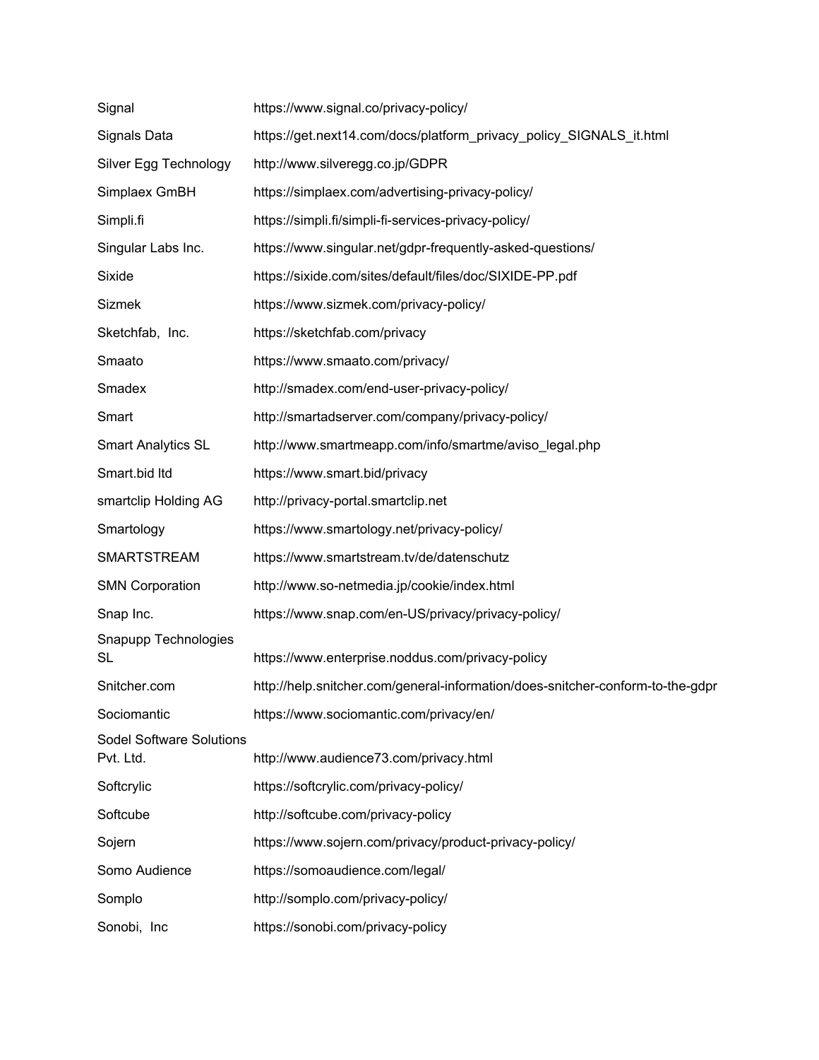| | |
|---|---|
| Signal | https://www.signal.co/privacy-policy/ |
| Signals Data | https://get.next14.com/docs/platform_privacy_policy_SIGNALS_it.html |
| Silver Egg Technology | http://www.silveregg.co.jp/GDPR |
| Simplaex GmBH | https://simplaex.com/advertising-privacy-policy/ |
| Simpli.fi | https://simpli.fi/simpli-fi-services-privacy-policy/ |
| Singular Labs Inc. | https://www.singular.net/gdpr-frequently-asked-questions/ |
| Sixide | https://sixide.com/sites/default/files/doc/SIXIDE-PP.pdf |
| Sizmek | https://www.sizmek.com/privacy-policy/ |
| Sketchfab, Inc. | https://sketchfab.com/privacy |
| Smaato | https://www.smaato.com/privacy/ |
| Smadex | http://smadex.com/end-user-privacy-policy/ |
| Smart | http://smartadserver.com/company/privacy-policy/ |
| Smart Analytics SL | http://www.smartmeapp.com/info/smartme/aviso_legal.php |
| Smart.bid ltd | https://www.smart.bid/privacy |
| smartclip Holding AG | http://privacy-portal.smartclip.net |
| Smartology | https://www.smartology.net/privacy-policy/ |
| SMARTSTREAM | https://www.smartstream.tv/de/datenschutz |
| SMN Corporation | http://www.so-netmedia.jp/cookie/index.html |
| Snap Inc. | https://www.snap.com/en-US/privacy/privacy-policy/ |
| Snapupp Technologies SL | https://www.enterprise.noddus.com/privacy-policy |
| Snitcher.com | http://help.snitcher.com/general-information/does-snitcher-conform-to-the-gdpr |
| Sociomantic | https://www.sociomantic.com/privacy/en/ |
| Sodel Software Solutions Pvt. Ltd. | http://www.audience73.com/privacy.html |
| Softcrylic | https://softcrylic.com/privacy-policy/ |
| Softcube | http://softcube.com/privacy-policy |
| Sojern | https://www.sojern.com/privacy/product-privacy-policy/ |
| Somo Audience | https://somoaudience.com/legal/ |
| Somplo | http://somplo.com/privacy-policy/ |
| Sonobi, Inc | https://sonobi.com/privacy-policy |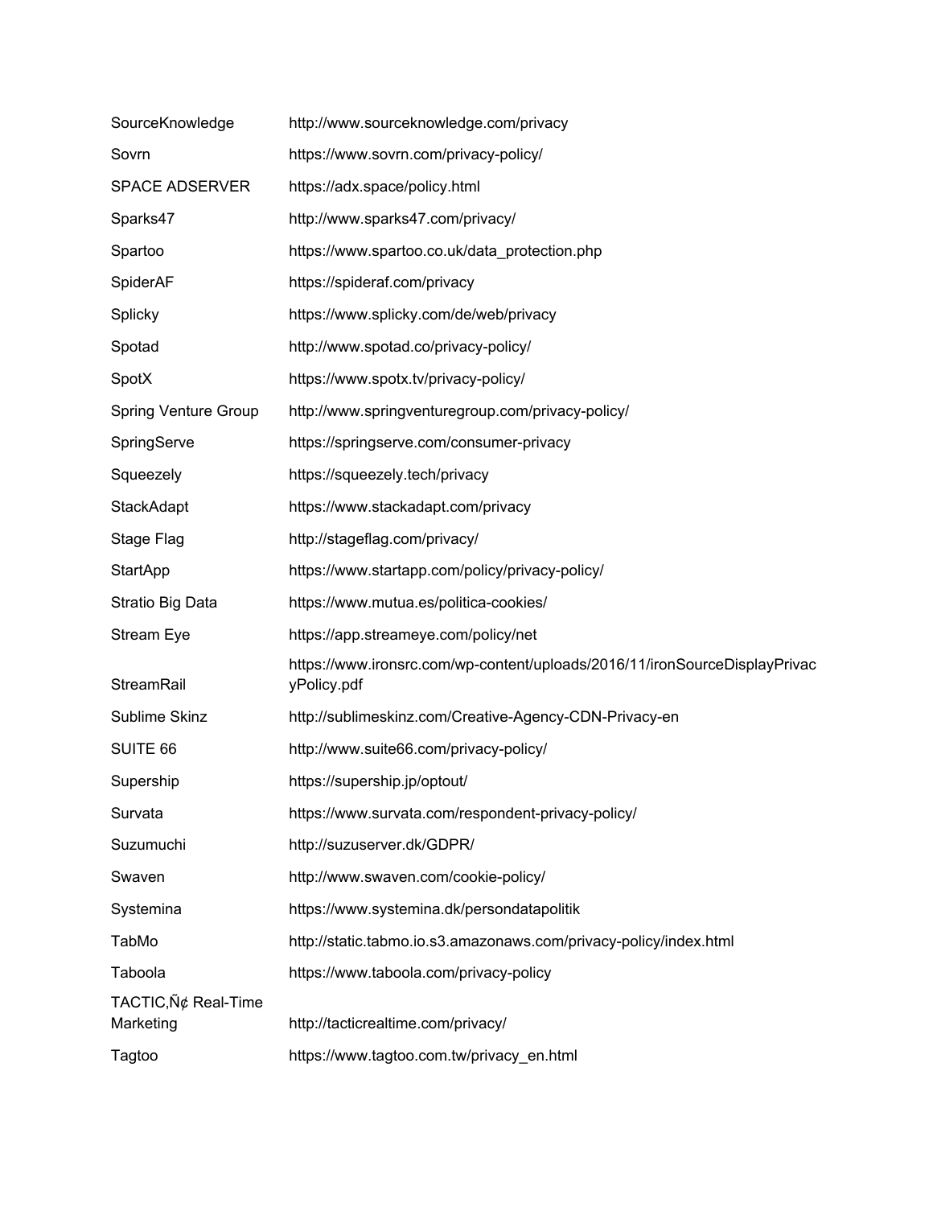| | |
|---|---|
| SourceKnowledge | http://www.sourceknowledge.com/privacy |
| Sovrn | https://www.sovrn.com/privacy-policy/ |
| SPACE ADSERVER | https://adx.space/policy.html |
| Sparks47 | http://www.sparks47.com/privacy/ |
| Spartoo | https://www.spartoo.co.uk/data_protection.php |
| SpiderAF | https://spideraf.com/privacy |
| Splicky | https://www.splicky.com/de/web/privacy |
| Spotad | http://www.spotad.co/privacy-policy/ |
| SpotX | https://www.spotx.tv/privacy-policy/ |
| Spring Venture Group | http://www.springventuregroup.com/privacy-policy/ |
| SpringServe | https://springserve.com/consumer-privacy |
| Squeezely | https://squeezely.tech/privacy |
| StackAdapt | https://www.stackadapt.com/privacy |
| Stage Flag | http://stageflag.com/privacy/ |
| StartApp | https://www.startapp.com/policy/privacy-policy/ |
| Stratio Big Data | https://www.mutua.es/politica-cookies/ |
| Stream Eye | https://app.streameye.com/policy/net |
| StreamRail | https://www.ironsrc.com/wp-content/uploads/2016/11/ironSourceDisplayPrivacyPolicy.pdf |
| Sublime Skinz | http://sublimeskinz.com/Creative-Agency-CDN-Privacy-en |
| SUITE 66 | http://www.suite66.com/privacy-policy/ |
| Supership | https://supership.jp/optout/ |
| Survata | https://www.survata.com/respondent-privacy-policy/ |
| Suzumuchi | http://suzuserver.dk/GDPR/ |
| Swaven | http://www.swaven.com/cookie-policy/ |
| Systemina | https://www.systemina.dk/persondatapolitik |
| TabMo | http://static.tabmo.io.s3.amazonaws.com/privacy-policy/index.html |
| Taboola | https://www.taboola.com/privacy-policy |
| TACTIC,Ñ¢ Real-Time Marketing | http://tacticrealtime.com/privacy/ |
| Tagtoo | https://www.tagtoo.com.tw/privacy_en.html |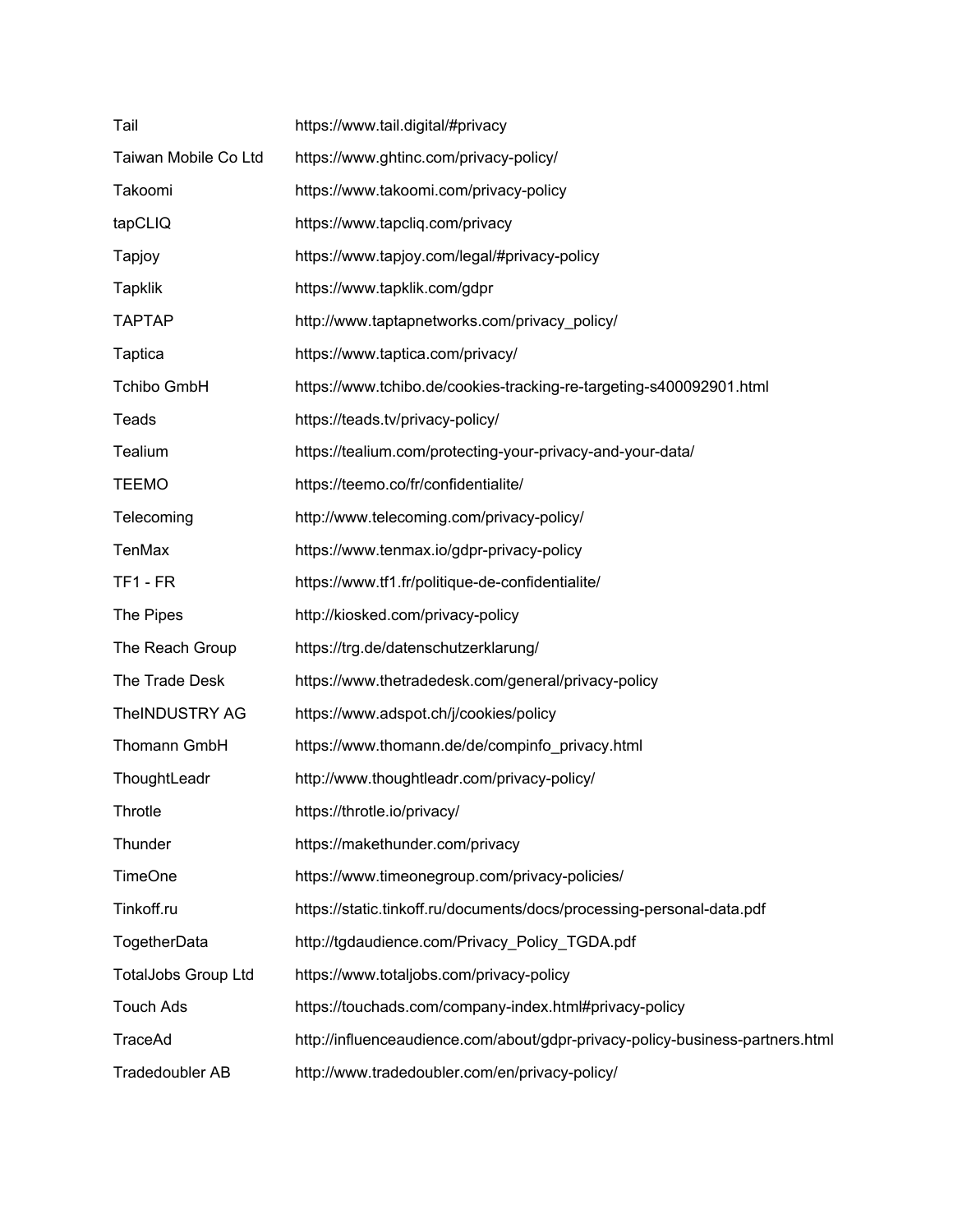| | |
|---|---|
| Tail | https://www.tail.digital/#privacy |
| Taiwan Mobile Co Ltd | https://www.ghtinc.com/privacy-policy/ |
| Takoomi | https://www.takoomi.com/privacy-policy |
| tapCLIQ | https://www.tapcliq.com/privacy |
| Tapjoy | https://www.tapjoy.com/legal/#privacy-policy |
| Tapklik | https://www.tapklik.com/gdpr |
| TAPTAP | http://www.taptapnetworks.com/privacy_policy/ |
| Taptica | https://www.taptica.com/privacy/ |
| Tchibo GmbH | https://www.tchibo.de/cookies-tracking-re-targeting-s400092901.html |
| Teads | https://teads.tv/privacy-policy/ |
| Tealium | https://tealium.com/protecting-your-privacy-and-your-data/ |
| TEEMO | https://teemo.co/fr/confidentialite/ |
| Telecoming | http://www.telecoming.com/privacy-policy/ |
| TenMax | https://www.tenmax.io/gdpr-privacy-policy |
| TF1 - FR | https://www.tf1.fr/politique-de-confidentialite/ |
| The Pipes | http://kiosked.com/privacy-policy |
| The Reach Group | https://trg.de/datenschutzerklarung/ |
| The Trade Desk | https://www.thetradedesk.com/general/privacy-policy |
| TheINDUSTRY AG | https://www.adspot.ch/j/cookies/policy |
| Thomann GmbH | https://www.thomann.de/de/compinfo_privacy.html |
| ThoughtLeadr | http://www.thoughtleadr.com/privacy-policy/ |
| Throtle | https://throtle.io/privacy/ |
| Thunder | https://makethunder.com/privacy |
| TimeOne | https://www.timeonegroup.com/privacy-policies/ |
| Tinkoff.ru | https://static.tinkoff.ru/documents/docs/processing-personal-data.pdf |
| TogetherData | http://tgdaudience.com/Privacy_Policy_TGDA.pdf |
| TotalJobs Group Ltd | https://www.totaljobs.com/privacy-policy |
| Touch Ads | https://touchads.com/company-index.html#privacy-policy |
| TraceAd | http://influenceaudience.com/about/gdpr-privacy-policy-business-partners.html |
| Tradedoubler AB | http://www.tradedoubler.com/en/privacy-policy/ |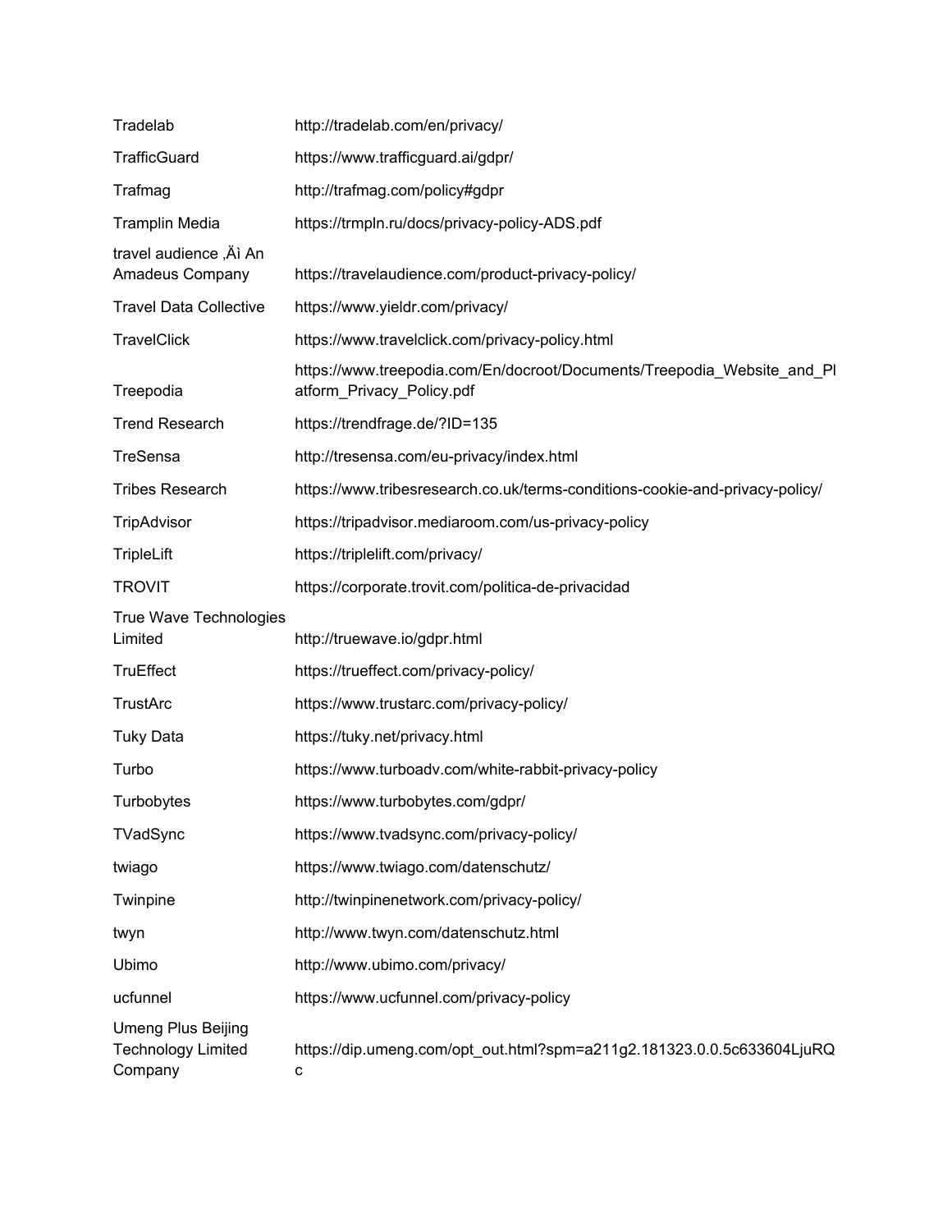| | |
|---|---|
| Tradelab | http://tradelab.com/en/privacy/ |
| TrafficGuard | https://www.trafficguard.ai/gdpr/ |
| Trafmag | http://trafmag.com/policy#gdpr |
| Tramplin Media | https://trmpln.ru/docs/privacy-policy-ADS.pdf |
| travel audience ‚Äì An Amadeus Company | https://travelaudience.com/product-privacy-policy/ |
| Travel Data Collective | https://www.yieldr.com/privacy/ |
| TravelClick | https://www.travelclick.com/privacy-policy.html |
| Treepodia | https://www.treepodia.com/En/docroot/Documents/Treepodia_Website_and_Platform_Privacy_Policy.pdf |
| Trend Research | https://trendfrage.de/?ID=135 |
| TreSensa | http://tresensa.com/eu-privacy/index.html |
| Tribes Research | https://www.tribesresearch.co.uk/terms-conditions-cookie-and-privacy-policy/ |
| TripAdvisor | https://tripadvisor.mediaroom.com/us-privacy-policy |
| TripleLift | https://triplelift.com/privacy/ |
| TROVIT | https://corporate.trovit.com/politica-de-privacidad |
| True Wave Technologies Limited | http://truewave.io/gdpr.html |
| TruEffect | https://trueffect.com/privacy-policy/ |
| TrustArc | https://www.trustarc.com/privacy-policy/ |
| Tuky Data | https://tuky.net/privacy.html |
| Turbo | https://www.turboadv.com/white-rabbit-privacy-policy |
| Turbobytes | https://www.turbobytes.com/gdpr/ |
| TVadSync | https://www.tvadsync.com/privacy-policy/ |
| twiago | https://www.twiago.com/datenschutz/ |
| Twinpine | http://twinpinenetwork.com/privacy-policy/ |
| twyn | http://www.twyn.com/datenschutz.html |
| Ubimo | http://www.ubimo.com/privacy/ |
| ucfunnel | https://www.ucfunnel.com/privacy-policy |
| Umeng Plus Beijing Technology Limited Company | https://dip.umeng.com/opt_out.html?spm=a211g2.181323.0.0.5c633604LjuRQc |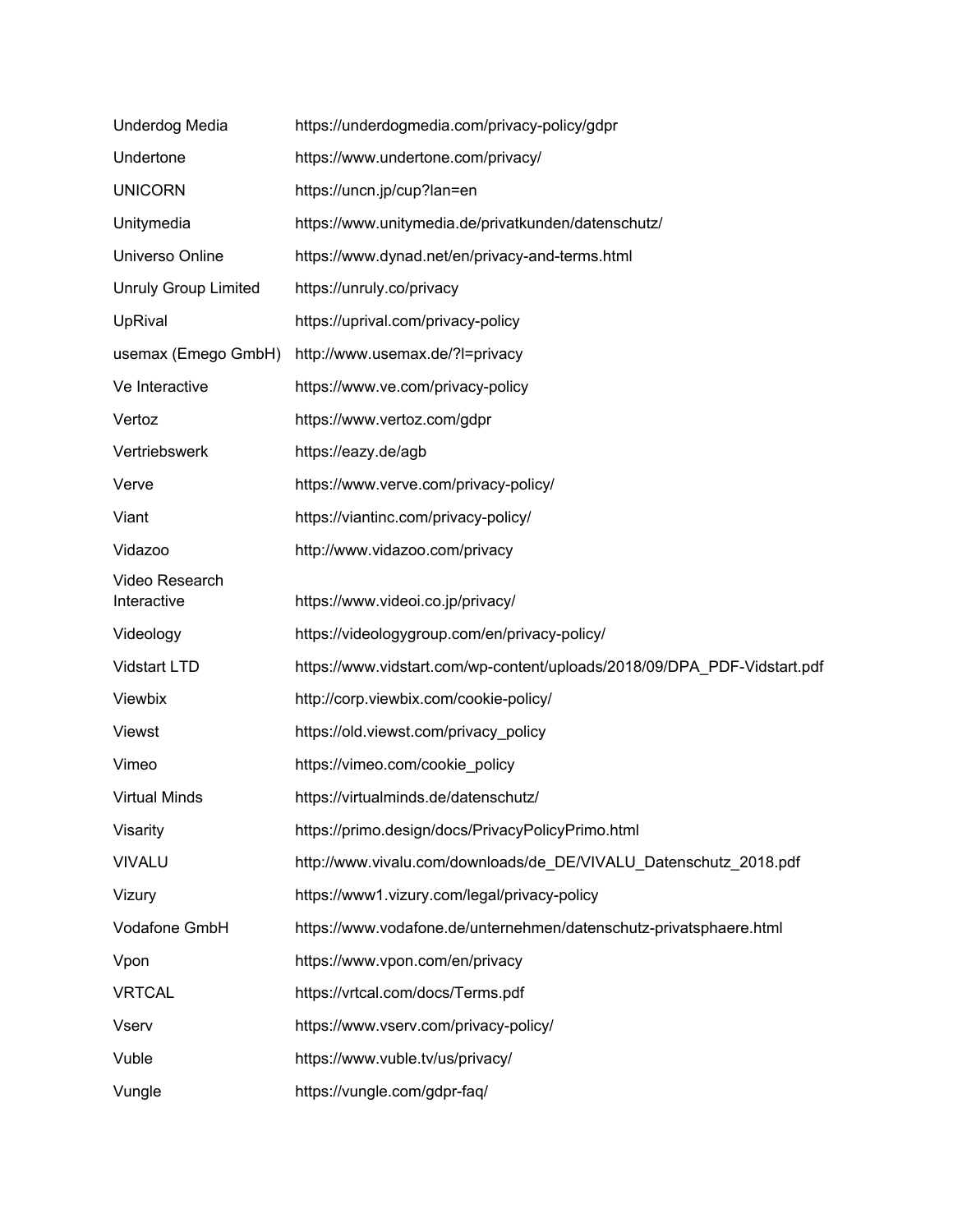| | |
|---|---|
| Underdog Media | https://underdogmedia.com/privacy-policy/gdpr |
| Undertone | https://www.undertone.com/privacy/ |
| UNICORN | https://uncn.jp/cup?lan=en |
| Unitymedia | https://www.unitymedia.de/privatkunden/datenschutz/ |
| Universo Online | https://www.dynad.net/en/privacy-and-terms.html |
| Unruly Group Limited | https://unruly.co/privacy |
| UpRival | https://uprival.com/privacy-policy |
| usemax (Emego GmbH) | http://www.usemax.de/?l=privacy |
| Ve Interactive | https://www.ve.com/privacy-policy |
| Vertoz | https://www.vertoz.com/gdpr |
| Vertriebswerk | https://eazy.de/agb |
| Verve | https://www.verve.com/privacy-policy/ |
| Viant | https://viantinc.com/privacy-policy/ |
| Vidazoo | http://www.vidazoo.com/privacy |
| Video Research Interactive | https://www.videoi.co.jp/privacy/ |
| Videology | https://videologygroup.com/en/privacy-policy/ |
| Vidstart LTD | https://www.vidstart.com/wp-content/uploads/2018/09/DPA_PDF-Vidstart.pdf |
| Viewbix | http://corp.viewbix.com/cookie-policy/ |
| Viewst | https://old.viewst.com/privacy_policy |
| Vimeo | https://vimeo.com/cookie_policy |
| Virtual Minds | https://virtualminds.de/datenschutz/ |
| Visarity | https://primo.design/docs/PrivacyPolicyPrimo.html |
| VIVALU | http://www.vivalu.com/downloads/de_DE/VIVALU_Datenschutz_2018.pdf |
| Vizury | https://www1.vizury.com/legal/privacy-policy |
| Vodafone GmbH | https://www.vodafone.de/unternehmen/datenschutz-privatsphaere.html |
| Vpon | https://www.vpon.com/en/privacy |
| VRTCAL | https://vrtcal.com/docs/Terms.pdf |
| Vserv | https://www.vserv.com/privacy-policy/ |
| Vuble | https://www.vuble.tv/us/privacy/ |
| Vungle | https://vungle.com/gdpr-faq/ |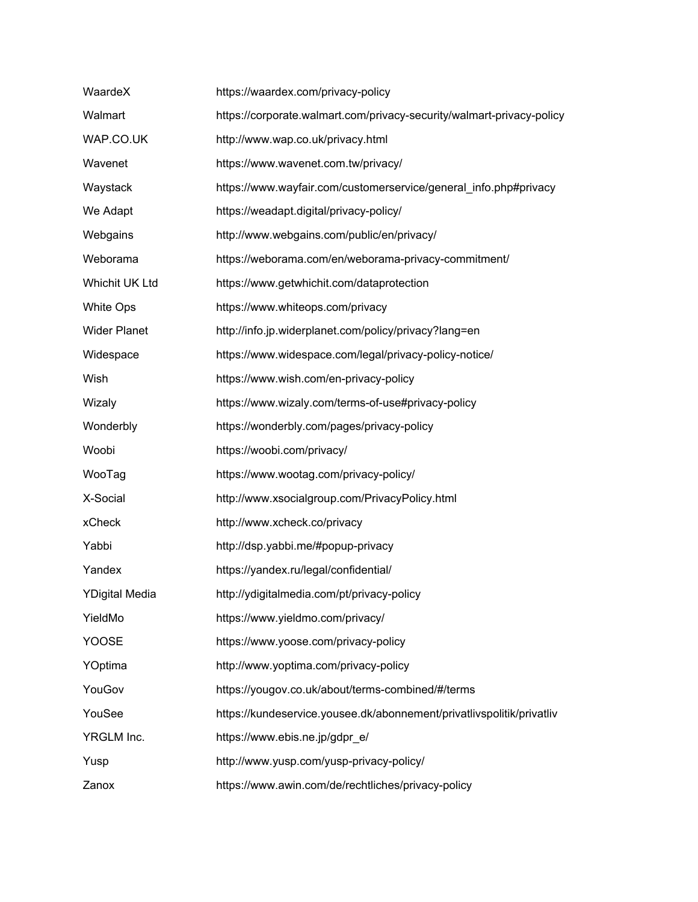| | |
|---|---|
| WaardeX | https://waardex.com/privacy-policy |
| Walmart | https://corporate.walmart.com/privacy-security/walmart-privacy-policy |
| WAP.CO.UK | http://www.wap.co.uk/privacy.html |
| Wavenet | https://www.wavenet.com.tw/privacy/ |
| Waystack | https://www.wayfair.com/customerservice/general_info.php#privacy |
| We Adapt | https://weadapt.digital/privacy-policy/ |
| Webgains | http://www.webgains.com/public/en/privacy/ |
| Weborama | https://weborama.com/en/weborama-privacy-commitment/ |
| Whichit UK Ltd | https://www.getwhichit.com/dataprotection |
| White Ops | https://www.whiteops.com/privacy |
| Wider Planet | http://info.jp.widerplanet.com/policy/privacy?lang=en |
| Widespace | https://www.widespace.com/legal/privacy-policy-notice/ |
| Wish | https://www.wish.com/en-privacy-policy |
| Wizaly | https://www.wizaly.com/terms-of-use#privacy-policy |
| Wonderbly | https://wonderbly.com/pages/privacy-policy |
| Woobi | https://woobi.com/privacy/ |
| WooTag | https://www.wootag.com/privacy-policy/ |
| X-Social | http://www.xsocialgroup.com/PrivacyPolicy.html |
| xCheck | http://www.xcheck.co/privacy |
| Yabbi | http://dsp.yabbi.me/#popup-privacy |
| Yandex | https://yandex.ru/legal/confidential/ |
| YDigital Media | http://ydigitalmedia.com/pt/privacy-policy |
| YieldMo | https://www.yieldmo.com/privacy/ |
| YOOSE | https://www.yoose.com/privacy-policy |
| YOptima | http://www.yoptima.com/privacy-policy |
| YouGov | https://yougov.co.uk/about/terms-combined/#/terms |
| YouSee | https://kundeservice.yousee.dk/abonnement/privatlivspolitik/privatliv |
| YRGLM Inc. | https://www.ebis.ne.jp/gdpr_e/ |
| Yusp | http://www.yusp.com/yusp-privacy-policy/ |
| Zanox | https://www.awin.com/de/rechtliches/privacy-policy |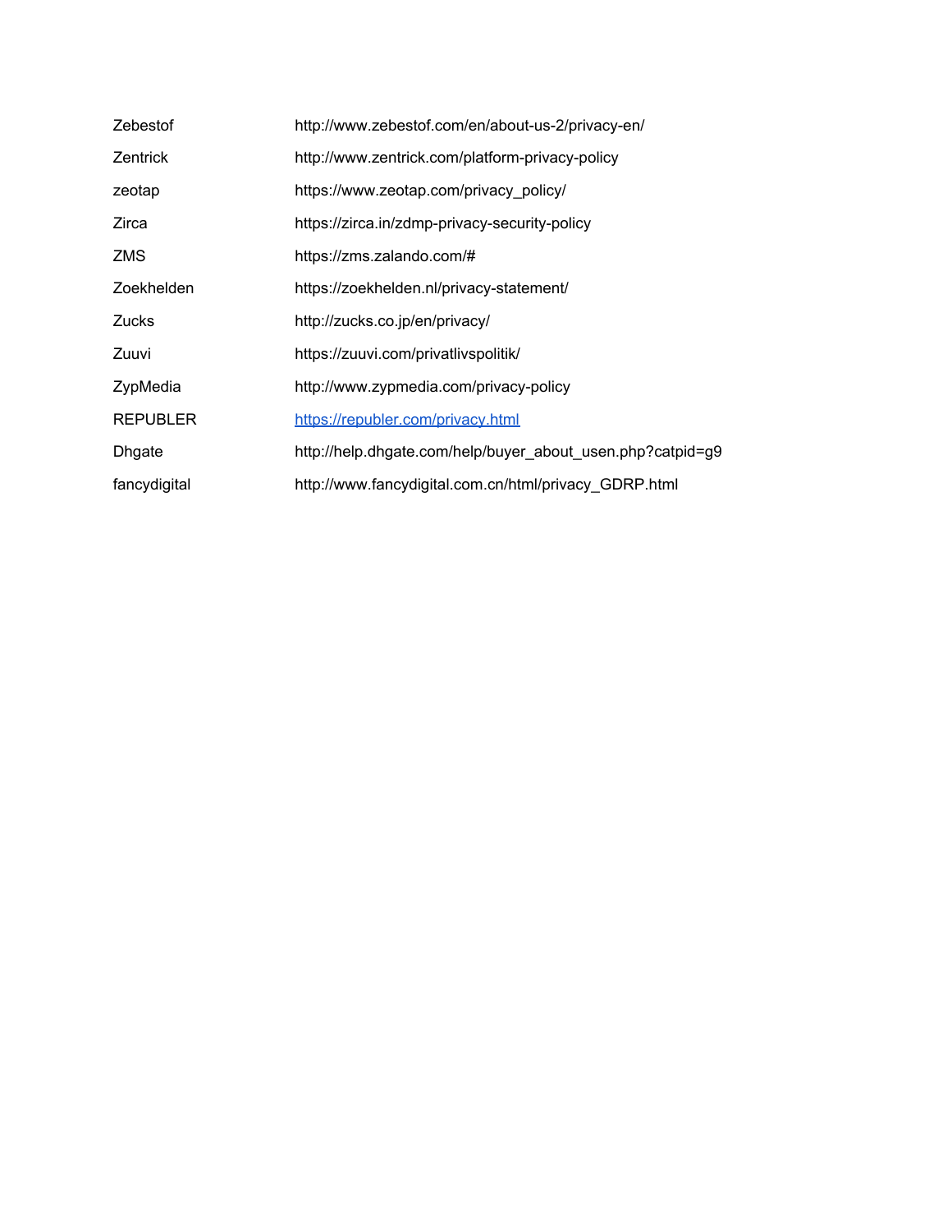| | |
|---|---|
| Zebestof | http://www.zebestof.com/en/about-us-2/privacy-en/ |
| Zentrick | http://www.zentrick.com/platform-privacy-policy |
| zeotap | https://www.zeotap.com/privacy_policy/ |
| Zirca | https://zirca.in/zdmp-privacy-security-policy |
| ZMS | https://zms.zalando.com/# |
| Zoekhelden | https://zoekhelden.nl/privacy-statement/ |
| Zucks | http://zucks.co.jp/en/privacy/ |
| Zuuvi | https://zuuvi.com/privatlivspolitik/ |
| ZypMedia | http://www.zypmedia.com/privacy-policy |
| REPUBLER | https://republer.com/privacy.html |
| Dhgate | http://help.dhgate.com/help/buyer_about_usen.php?catpid=g9 |
| fancydigital | http://www.fancydigital.com.cn/html/privacy_GDRP.html |